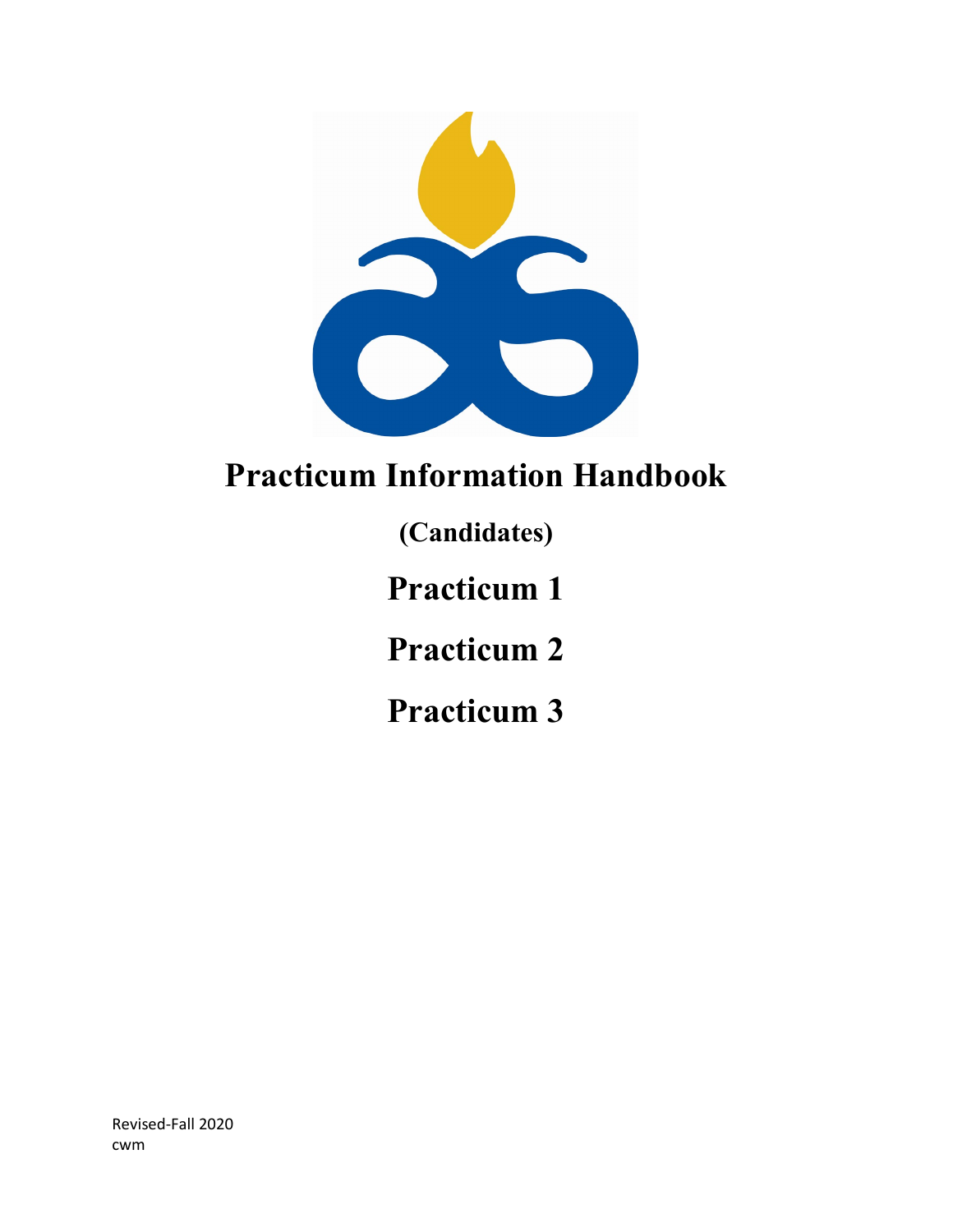# Practicum Information Handbook

## (Candidates)

## Practicum 1

## Practicum 2

## Practicum 3

Revised-Fall 2020
cwm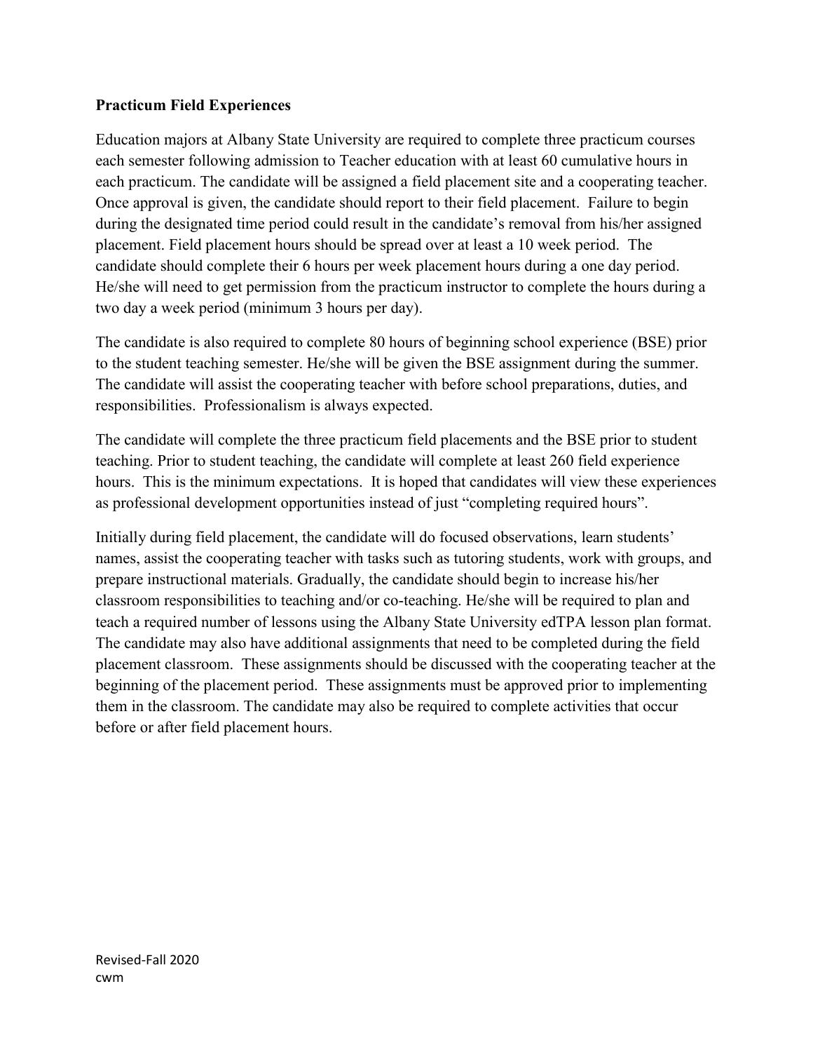**Practicum Field Experiences**

Education majors at Albany State University are required to complete three practicum courses each semester following admission to Teacher education with at least 60 cumulative hours in each practicum. The candidate will be assigned a field placement site and a cooperating teacher. Once approval is given, the candidate should report to their field placement. Failure to begin during the designated time period could result in the candidate's removal from his/her assigned placement. Field placement hours should be spread over at least a 10 week period. The candidate should complete their 6 hours per week placement hours during a one day period. He/she will need to get permission from the practicum instructor to complete the hours during a two day a week period (minimum 3 hours per day).

The candidate is also required to complete 80 hours of beginning school experience (BSE) prior to the student teaching semester. He/she will be given the BSE assignment during the summer. The candidate will assist the cooperating teacher with before school preparations, duties, and responsibilities. Professionalism is always expected.

The candidate will complete the three practicum field placements and the BSE prior to student teaching. Prior to student teaching, the candidate will complete at least 260 field experience hours. This is the minimum expectations. It is hoped that candidates will view these experiences as professional development opportunities instead of just "completing required hours".

Initially during field placement, the candidate will do focused observations, learn students' names, assist the cooperating teacher with tasks such as tutoring students, work with groups, and prepare instructional materials. Gradually, the candidate should begin to increase his/her classroom responsibilities to teaching and/or co-teaching. He/she will be required to plan and teach a required number of lessons using the Albany State University edTPA lesson plan format. The candidate may also have additional assignments that need to be completed during the field placement classroom. These assignments should be discussed with the cooperating teacher at the beginning of the placement period. These assignments must be approved prior to implementing them in the classroom. The candidate may also be required to complete activities that occur before or after field placement hours.

Revised-Fall 2020
cwm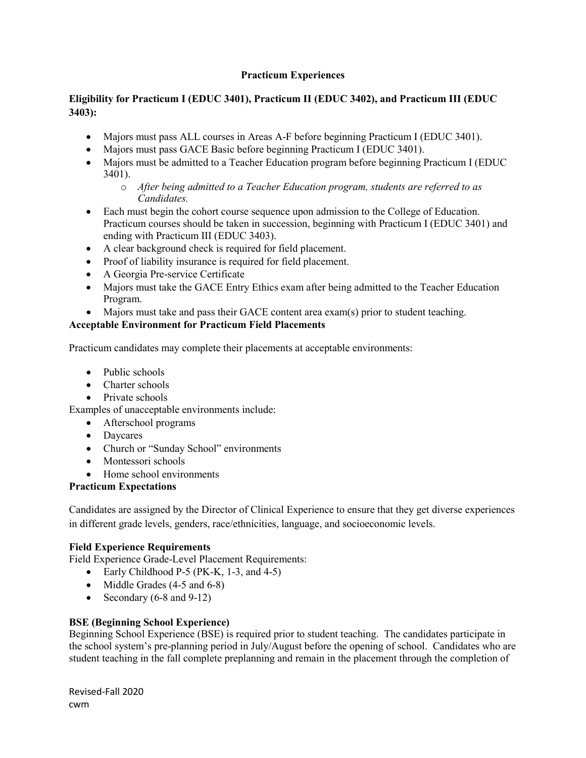## Practicum Experiences

### Eligibility for Practicum I (EDUC 3401), Practicum II (EDUC 3402), and Practicum III (EDUC 3403):

- Majors must pass ALL courses in Areas A-F before beginning Practicum I (EDUC 3401).
- Majors must pass GACE Basic before beginning Practicum I (EDUC 3401).
- Majors must be admitted to a Teacher Education program before beginning Practicum I (EDUC 3401).
    - *After being admitted to a Teacher Education program, students are referred to as Candidates.*
- Each must begin the cohort course sequence upon admission to the College of Education. Practicum courses should be taken in succession, beginning with Practicum I (EDUC 3401) and ending with Practicum III (EDUC 3403).
- A clear background check is required for field placement.
- Proof of liability insurance is required for field placement.
- A Georgia Pre-service Certificate
- Majors must take the GACE Entry Ethics exam after being admitted to the Teacher Education Program.
- Majors must take and pass their GACE content area exam(s) prior to student teaching.

### Acceptable Environment for Practicum Field Placements

Practicum candidates may complete their placements at acceptable environments:

- Public schools
- Charter schools
- Private schools

Examples of unacceptable environments include:

- Afterschool programs
- Daycares
- Church or "Sunday School" environments
- Montessori schools
- Home school environments

### Practicum Expectations

Candidates are assigned by the Director of Clinical Experience to ensure that they get diverse experiences in different grade levels, genders, race/ethnicities, language, and socioeconomic levels.

### Field Experience Requirements

Field Experience Grade-Level Placement Requirements:

- Early Childhood P-5 (PK-K, 1-3, and 4-5)
- Middle Grades (4-5 and 6-8)
- Secondary (6-8 and 9-12)

### BSE (Beginning School Experience)

Beginning School Experience (BSE) is required prior to student teaching. The candidates participate in the school system's pre-planning period in July/August before the opening of school. Candidates who are student teaching in the fall complete preplanning and remain in the placement through the completion of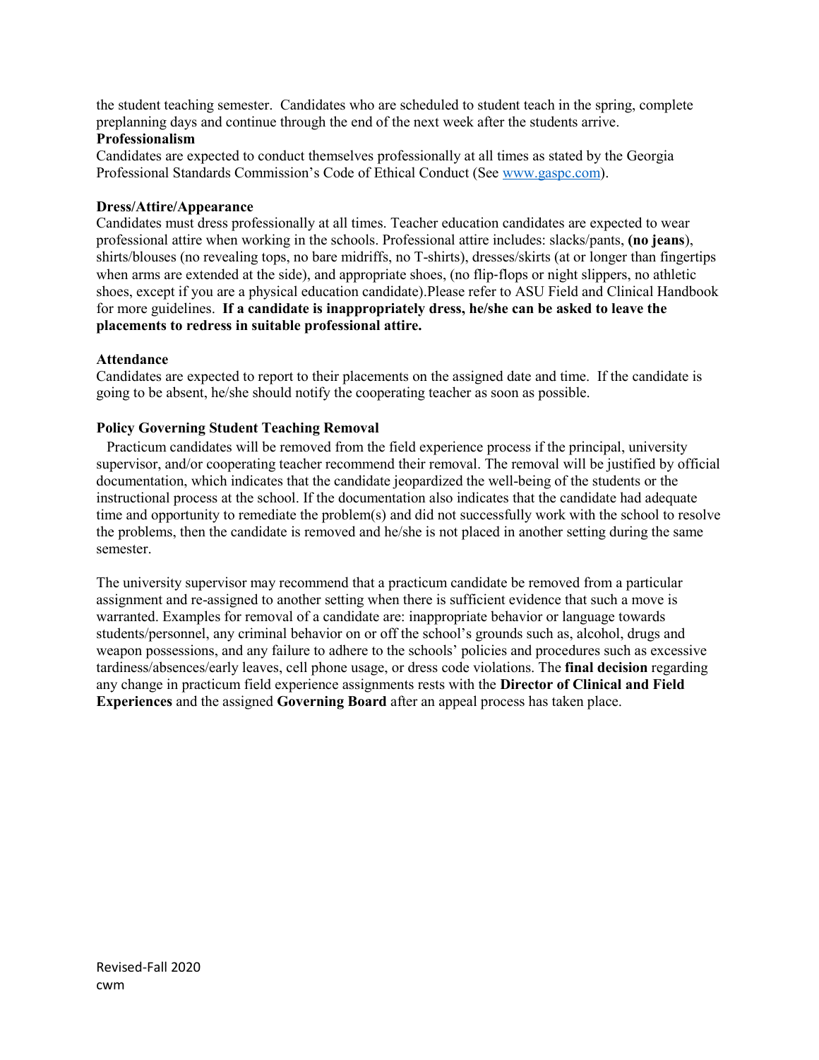the student teaching semester. Candidates who are scheduled to student teach in the spring, complete preplanning days and continue through the end of the next week after the students arrive.

**Professionalism**

Candidates are expected to conduct themselves professionally at all times as stated by the Georgia Professional Standards Commission's Code of Ethical Conduct (See www.gaspc.com).

**Dress/Attire/Appearance**

Candidates must dress professionally at all times. Teacher education candidates are expected to wear professional attire when working in the schools. Professional attire includes: slacks/pants, **(no jeans)**, shirts/blouses (no revealing tops, no bare midriffs, no T-shirts), dresses/skirts (at or longer than fingertips when arms are extended at the side), and appropriate shoes, (no flip-flops or night slippers, no athletic shoes, except if you are a physical education candidate).Please refer to ASU Field and Clinical Handbook for more guidelines. **If a candidate is inappropriately dress, he/she can be asked to leave the placements to redress in suitable professional attire.**

**Attendance**

Candidates are expected to report to their placements on the assigned date and time. If the candidate is going to be absent, he/she should notify the cooperating teacher as soon as possible.

**Policy Governing Student Teaching Removal**

Practicum candidates will be removed from the field experience process if the principal, university supervisor, and/or cooperating teacher recommend their removal. The removal will be justified by official documentation, which indicates that the candidate jeopardized the well-being of the students or the instructional process at the school. If the documentation also indicates that the candidate had adequate time and opportunity to remediate the problem(s) and did not successfully work with the school to resolve the problems, then the candidate is removed and he/she is not placed in another setting during the same semester.

The university supervisor may recommend that a practicum candidate be removed from a particular assignment and re-assigned to another setting when there is sufficient evidence that such a move is warranted. Examples for removal of a candidate are: inappropriate behavior or language towards students/personnel, any criminal behavior on or off the school's grounds such as, alcohol, drugs and weapon possessions, and any failure to adhere to the schools' policies and procedures such as excessive tardiness/absences/early leaves, cell phone usage, or dress code violations. The **final decision** regarding any change in practicum field experience assignments rests with the **Director of Clinical and Field Experiences** and the assigned **Governing Board** after an appeal process has taken place.

Revised-Fall 2020
cwm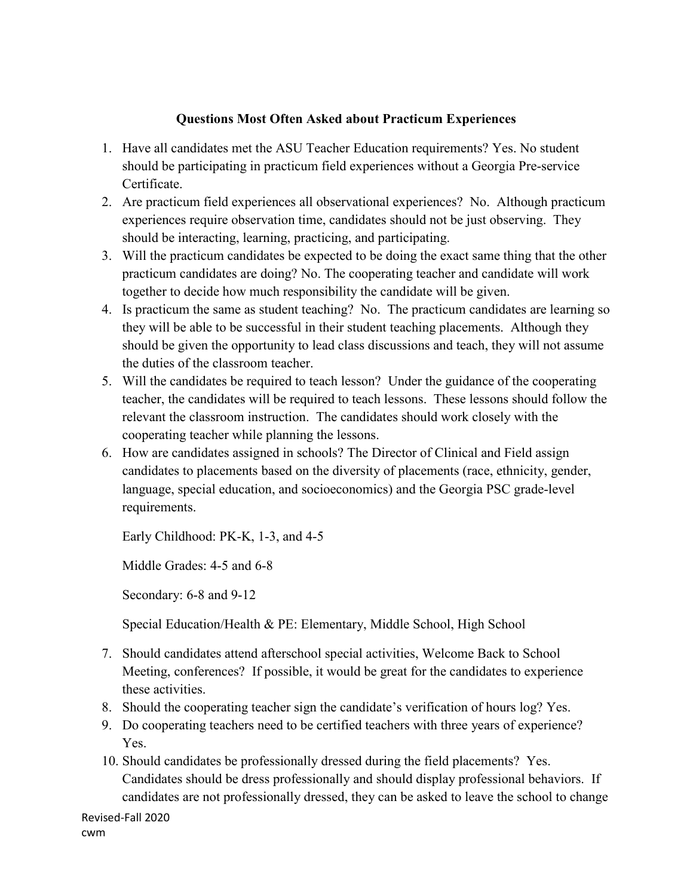**Questions Most Often Asked about Practicum Experiences**

1. Have all candidates met the ASU Teacher Education requirements? Yes. No student should be participating in practicum field experiences without a Georgia Pre-service Certificate.
2. Are practicum field experiences all observational experiences? No. Although practicum experiences require observation time, candidates should not be just observing. They should be interacting, learning, practicing, and participating.
3. Will the practicum candidates be expected to be doing the exact same thing that the other practicum candidates are doing? No. The cooperating teacher and candidate will work together to decide how much responsibility the candidate will be given.
4. Is practicum the same as student teaching? No. The practicum candidates are learning so they will be able to be successful in their student teaching placements. Although they should be given the opportunity to lead class discussions and teach, they will not assume the duties of the classroom teacher.
5. Will the candidates be required to teach lesson? Under the guidance of the cooperating teacher, the candidates will be required to teach lessons. These lessons should follow the relevant the classroom instruction. The candidates should work closely with the cooperating teacher while planning the lessons.
6. How are candidates assigned in schools? The Director of Clinical and Field assign candidates to placements based on the diversity of placements (race, ethnicity, gender, language, special education, and socioeconomics) and the Georgia PSC grade-level requirements.

   Early Childhood: PK-K, 1-3, and 4-5

   Middle Grades: 4-5 and 6-8

   Secondary: 6-8 and 9-12

   Special Education/Health & PE: Elementary, Middle School, High School

7. Should candidates attend afterschool special activities, Welcome Back to School Meeting, conferences? If possible, it would be great for the candidates to experience these activities.
8. Should the cooperating teacher sign the candidate's verification of hours log? Yes.
9. Do cooperating teachers need to be certified teachers with three years of experience? Yes.
10. Should candidates be professionally dressed during the field placements? Yes. Candidates should be dress professionally and should display professional behaviors. If candidates are not professionally dressed, they can be asked to leave the school to change

Revised-Fall 2020
cwm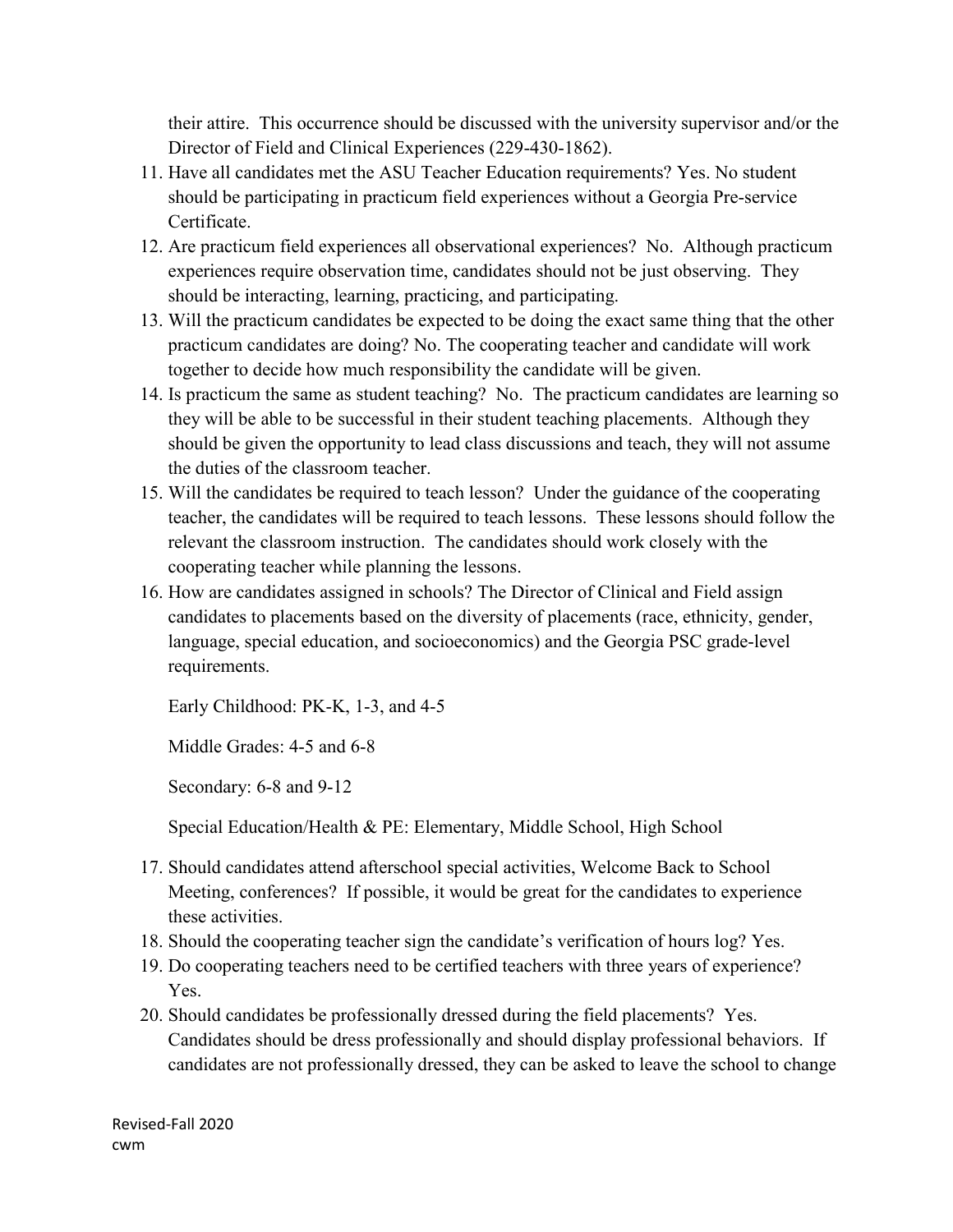their attire. This occurrence should be discussed with the university supervisor and/or the Director of Field and Clinical Experiences (229-430-1862).

11. Have all candidates met the ASU Teacher Education requirements? Yes. No student should be participating in practicum field experiences without a Georgia Pre-service Certificate.
12. Are practicum field experiences all observational experiences? No. Although practicum experiences require observation time, candidates should not be just observing. They should be interacting, learning, practicing, and participating.
13. Will the practicum candidates be expected to be doing the exact same thing that the other practicum candidates are doing? No. The cooperating teacher and candidate will work together to decide how much responsibility the candidate will be given.
14. Is practicum the same as student teaching? No. The practicum candidates are learning so they will be able to be successful in their student teaching placements. Although they should be given the opportunity to lead class discussions and teach, they will not assume the duties of the classroom teacher.
15. Will the candidates be required to teach lesson? Under the guidance of the cooperating teacher, the candidates will be required to teach lessons. These lessons should follow the relevant the classroom instruction. The candidates should work closely with the cooperating teacher while planning the lessons.
16. How are candidates assigned in schools? The Director of Clinical and Field assign candidates to placements based on the diversity of placements (race, ethnicity, gender, language, special education, and socioeconomics) and the Georgia PSC grade-level requirements.

    Early Childhood: PK-K, 1-3, and 4-5

    Middle Grades: 4-5 and 6-8

    Secondary: 6-8 and 9-12

    Special Education/Health & PE: Elementary, Middle School, High School

17. Should candidates attend afterschool special activities, Welcome Back to School Meeting, conferences? If possible, it would be great for the candidates to experience these activities.
18. Should the cooperating teacher sign the candidate's verification of hours log? Yes.
19. Do cooperating teachers need to be certified teachers with three years of experience? Yes.
20. Should candidates be professionally dressed during the field placements? Yes. Candidates should be dress professionally and should display professional behaviors. If candidates are not professionally dressed, they can be asked to leave the school to change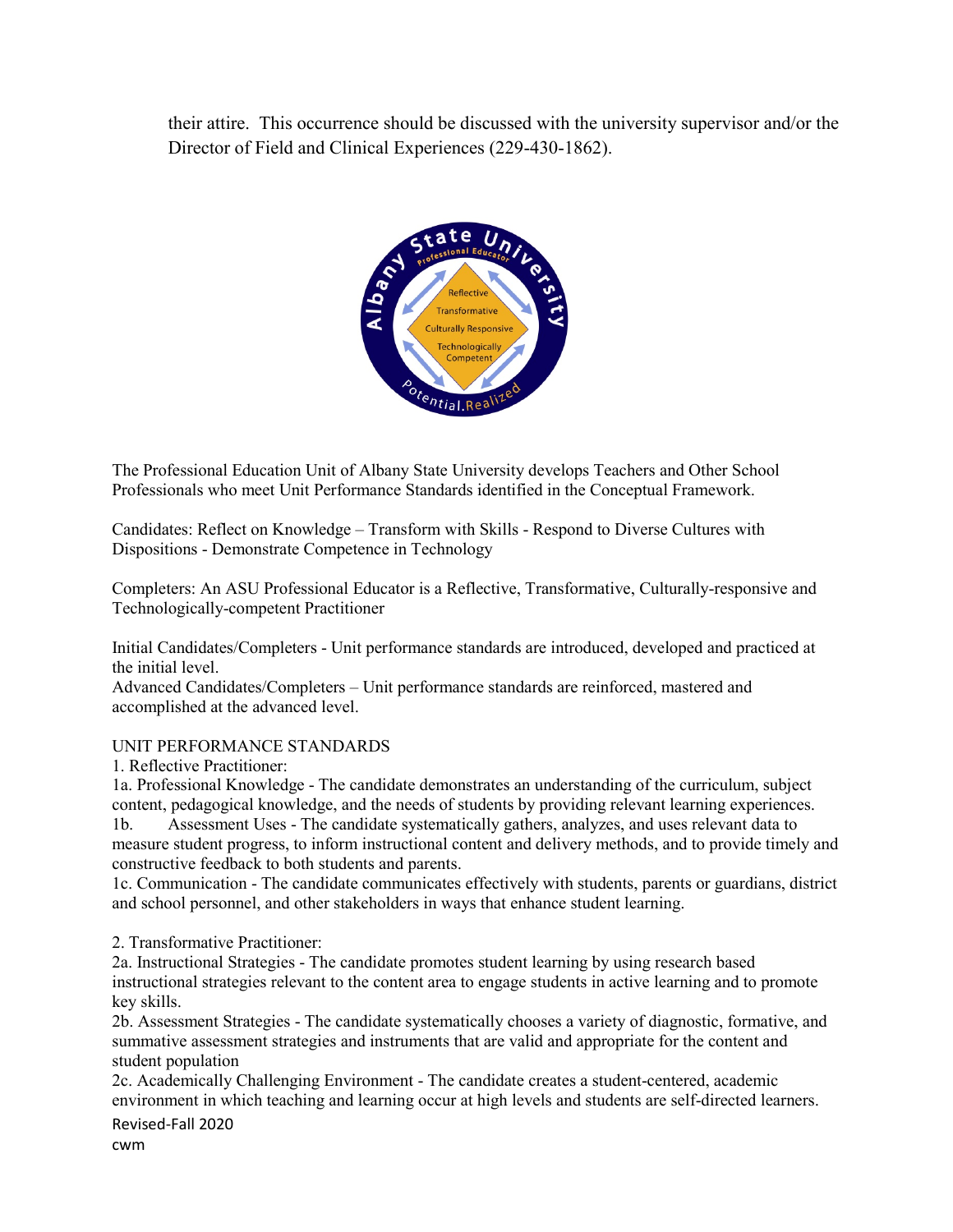their attire. This occurrence should be discussed with the university supervisor and/or the Director of Field and Clinical Experiences (229-430-1862).

The Professional Education Unit of Albany State University develops Teachers and Other School Professionals who meet Unit Performance Standards identified in the Conceptual Framework.

Candidates: Reflect on Knowledge – Transform with Skills - Respond to Diverse Cultures with Dispositions - Demonstrate Competence in Technology

Completers: An ASU Professional Educator is a Reflective, Transformative, Culturally-responsive and Technologically-competent Practitioner

Initial Candidates/Completers - Unit performance standards are introduced, developed and practiced at the initial level.
Advanced Candidates/Completers – Unit performance standards are reinforced, mastered and accomplished at the advanced level.

UNIT PERFORMANCE STANDARDS

1. Reflective Practitioner:

1a. Professional Knowledge - The candidate demonstrates an understanding of the curriculum, subject content, pedagogical knowledge, and the needs of students by providing relevant learning experiences.

1b. Assessment Uses - The candidate systematically gathers, analyzes, and uses relevant data to measure student progress, to inform instructional content and delivery methods, and to provide timely and constructive feedback to both students and parents.

1c. Communication - The candidate communicates effectively with students, parents or guardians, district and school personnel, and other stakeholders in ways that enhance student learning.

2. Transformative Practitioner:

2a. Instructional Strategies - The candidate promotes student learning by using research based instructional strategies relevant to the content area to engage students in active learning and to promote key skills.

2b. Assessment Strategies - The candidate systematically chooses a variety of diagnostic, formative, and summative assessment strategies and instruments that are valid and appropriate for the content and student population

2c. Academically Challenging Environment - The candidate creates a student-centered, academic environment in which teaching and learning occur at high levels and students are self-directed learners.

Revised-Fall 2020
cwm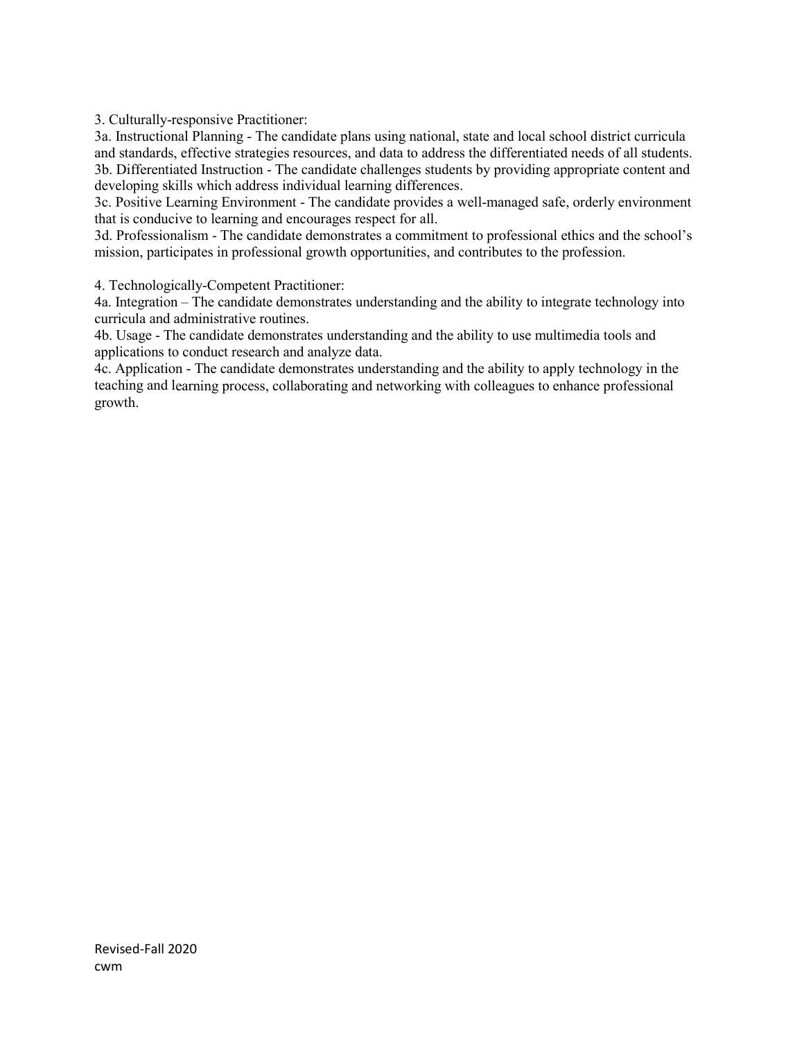3. Culturally-responsive Practitioner:

3a. Instructional Planning - The candidate plans using national, state and local school district curricula and standards, effective strategies resources, and data to address the differentiated needs of all students.

3b. Differentiated Instruction - The candidate challenges students by providing appropriate content and developing skills which address individual learning differences.

3c. Positive Learning Environment - The candidate provides a well-managed safe, orderly environment that is conducive to learning and encourages respect for all.

3d. Professionalism - The candidate demonstrates a commitment to professional ethics and the school's mission, participates in professional growth opportunities, and contributes to the profession.

4. Technologically-Competent Practitioner:

4a. Integration – The candidate demonstrates understanding and the ability to integrate technology into curricula and administrative routines.

4b. Usage - The candidate demonstrates understanding and the ability to use multimedia tools and applications to conduct research and analyze data.

4c. Application - The candidate demonstrates understanding and the ability to apply technology in the teaching and learning process, collaborating and networking with colleagues to enhance professional growth.

Revised-Fall 2020
cwm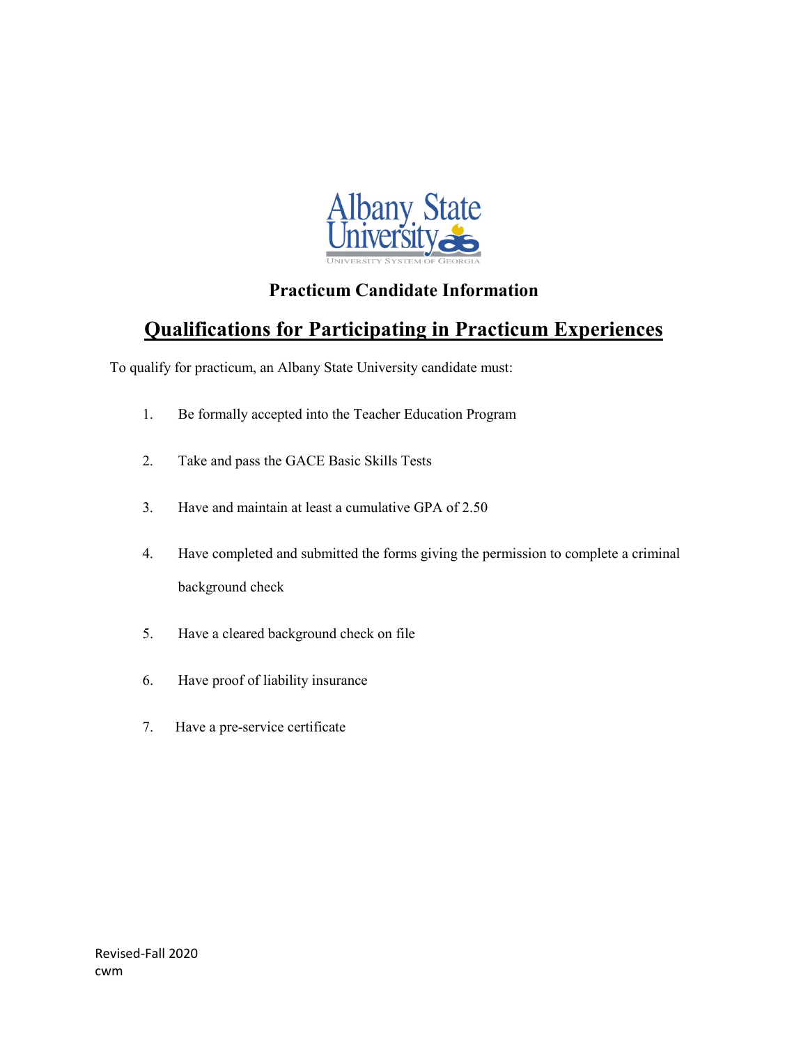## Practicum Candidate Information

# Qualifications for Participating in Practicum Experiences

To qualify for practicum, an Albany State University candidate must:

1. Be formally accepted into the Teacher Education Program
2. Take and pass the GACE Basic Skills Tests
3. Have and maintain at least a cumulative GPA of 2.50
4. Have completed and submitted the forms giving the permission to complete a criminal background check
5. Have a cleared background check on file
6. Have proof of liability insurance
7. Have a pre-service certificate

Revised-Fall 2020
cwm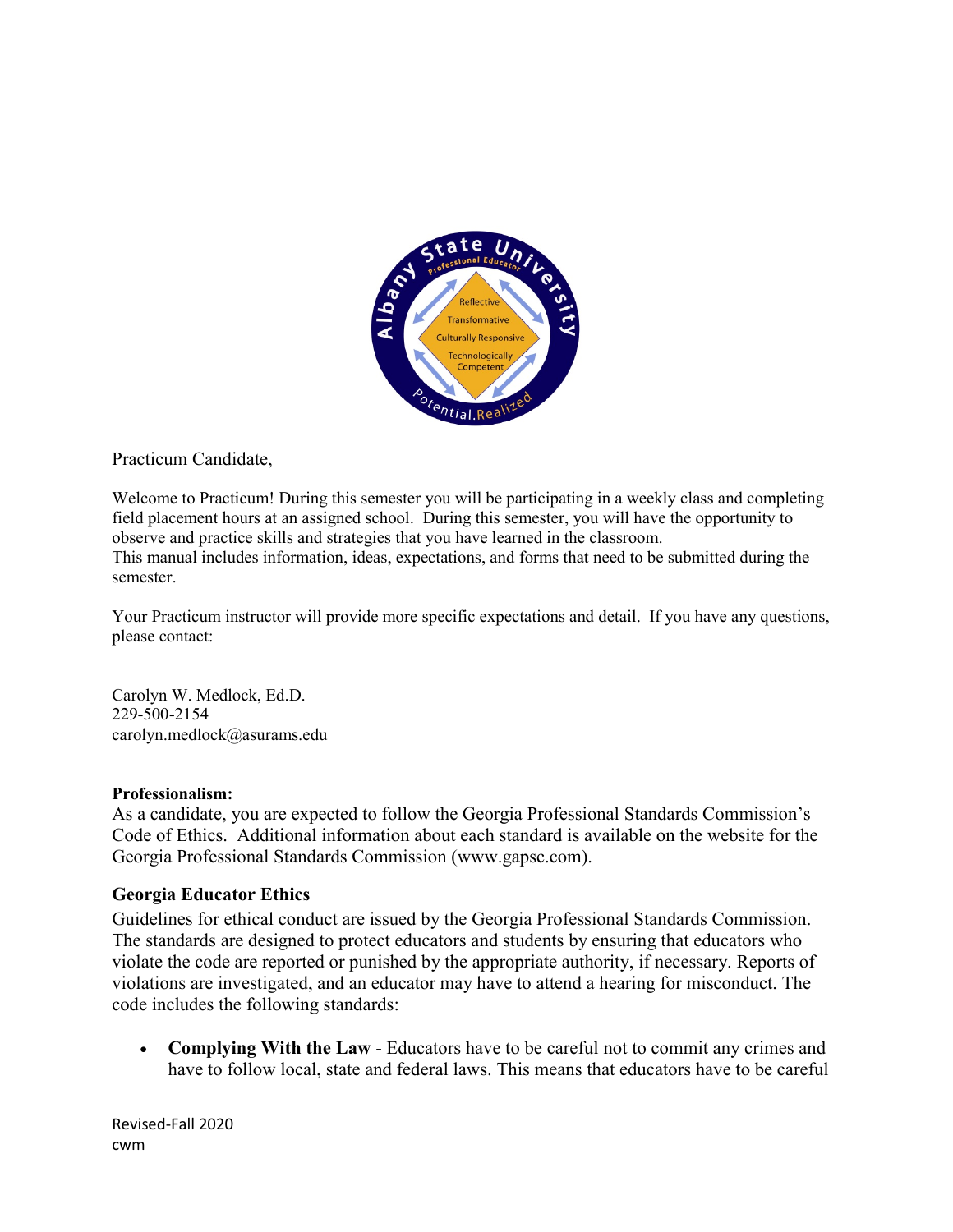Practicum Candidate,

Welcome to Practicum! During this semester you will be participating in a weekly class and completing field placement hours at an assigned school. During this semester, you will have the opportunity to observe and practice skills and strategies that you have learned in the classroom.
This manual includes information, ideas, expectations, and forms that need to be submitted during the semester.

Your Practicum instructor will provide more specific expectations and detail. If you have any questions, please contact:

Carolyn W. Medlock, Ed.D.
229-500-2154
carolyn.medlock@asurams.edu

**Professionalism:**
As a candidate, you are expected to follow the Georgia Professional Standards Commission's Code of Ethics. Additional information about each standard is available on the website for the Georgia Professional Standards Commission (www.gapsc.com).

## Georgia Educator Ethics

Guidelines for ethical conduct are issued by the Georgia Professional Standards Commission. The standards are designed to protect educators and students by ensuring that educators who violate the code are reported or punished by the appropriate authority, if necessary. Reports of violations are investigated, and an educator may have to attend a hearing for misconduct. The code includes the following standards:

- **Complying With the Law** - Educators have to be careful not to commit any crimes and have to follow local, state and federal laws. This means that educators have to be careful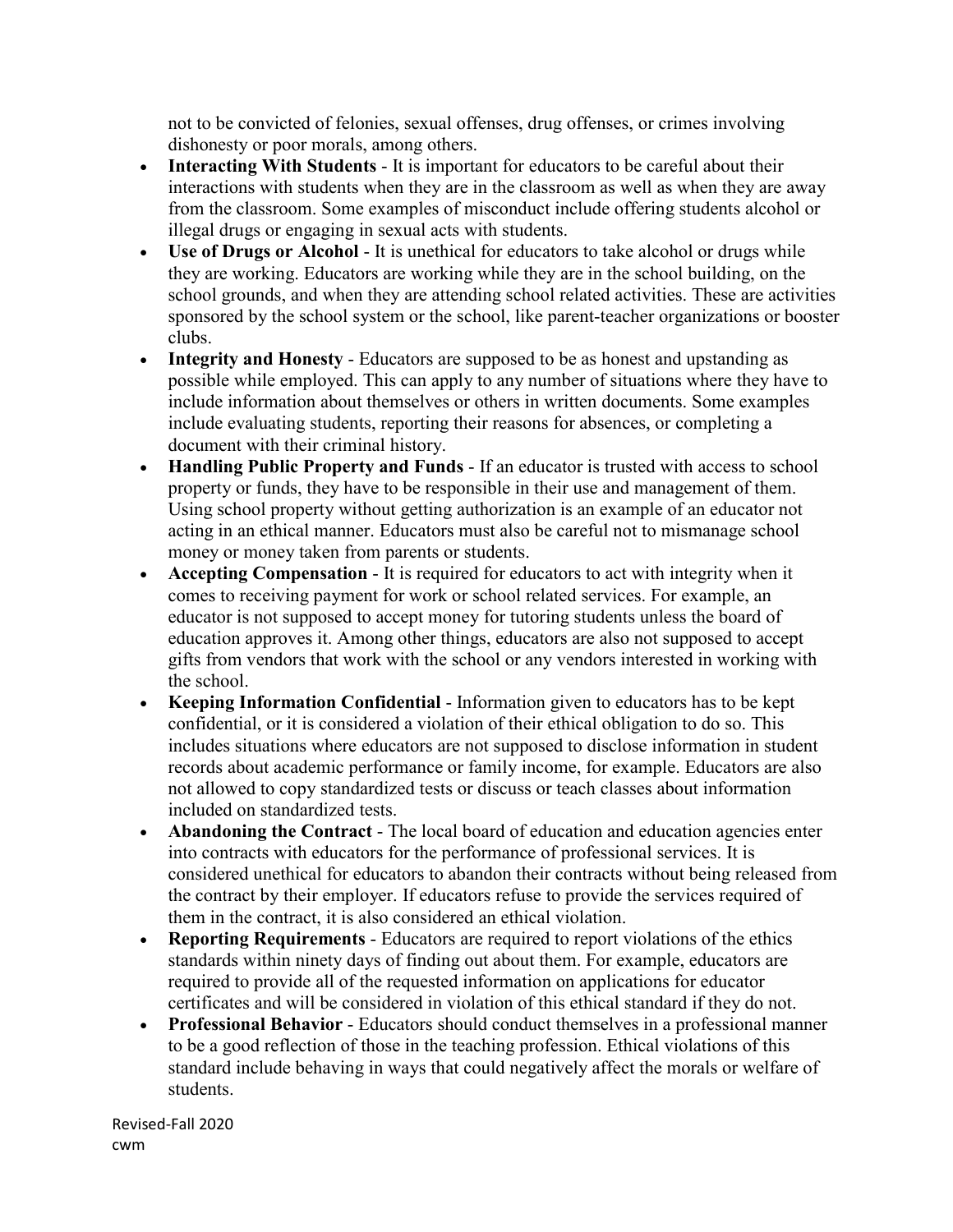not to be convicted of felonies, sexual offenses, drug offenses, or crimes involving dishonesty or poor morals, among others.

- **Interacting With Students** - It is important for educators to be careful about their interactions with students when they are in the classroom as well as when they are away from the classroom. Some examples of misconduct include offering students alcohol or illegal drugs or engaging in sexual acts with students.
- **Use of Drugs or Alcohol** - It is unethical for educators to take alcohol or drugs while they are working. Educators are working while they are in the school building, on the school grounds, and when they are attending school related activities. These are activities sponsored by the school system or the school, like parent-teacher organizations or booster clubs.
- **Integrity and Honesty** - Educators are supposed to be as honest and upstanding as possible while employed. This can apply to any number of situations where they have to include information about themselves or others in written documents. Some examples include evaluating students, reporting their reasons for absences, or completing a document with their criminal history.
- **Handling Public Property and Funds** - If an educator is trusted with access to school property or funds, they have to be responsible in their use and management of them. Using school property without getting authorization is an example of an educator not acting in an ethical manner. Educators must also be careful not to mismanage school money or money taken from parents or students.
- **Accepting Compensation** - It is required for educators to act with integrity when it comes to receiving payment for work or school related services. For example, an educator is not supposed to accept money for tutoring students unless the board of education approves it. Among other things, educators are also not supposed to accept gifts from vendors that work with the school or any vendors interested in working with the school.
- **Keeping Information Confidential** - Information given to educators has to be kept confidential, or it is considered a violation of their ethical obligation to do so. This includes situations where educators are not supposed to disclose information in student records about academic performance or family income, for example. Educators are also not allowed to copy standardized tests or discuss or teach classes about information included on standardized tests.
- **Abandoning the Contract** - The local board of education and education agencies enter into contracts with educators for the performance of professional services. It is considered unethical for educators to abandon their contracts without being released from the contract by their employer. If educators refuse to provide the services required of them in the contract, it is also considered an ethical violation.
- **Reporting Requirements** - Educators are required to report violations of the ethics standards within ninety days of finding out about them. For example, educators are required to provide all of the requested information on applications for educator certificates and will be considered in violation of this ethical standard if they do not.
- **Professional Behavior** - Educators should conduct themselves in a professional manner to be a good reflection of those in the teaching profession. Ethical violations of this standard include behaving in ways that could negatively affect the morals or welfare of students.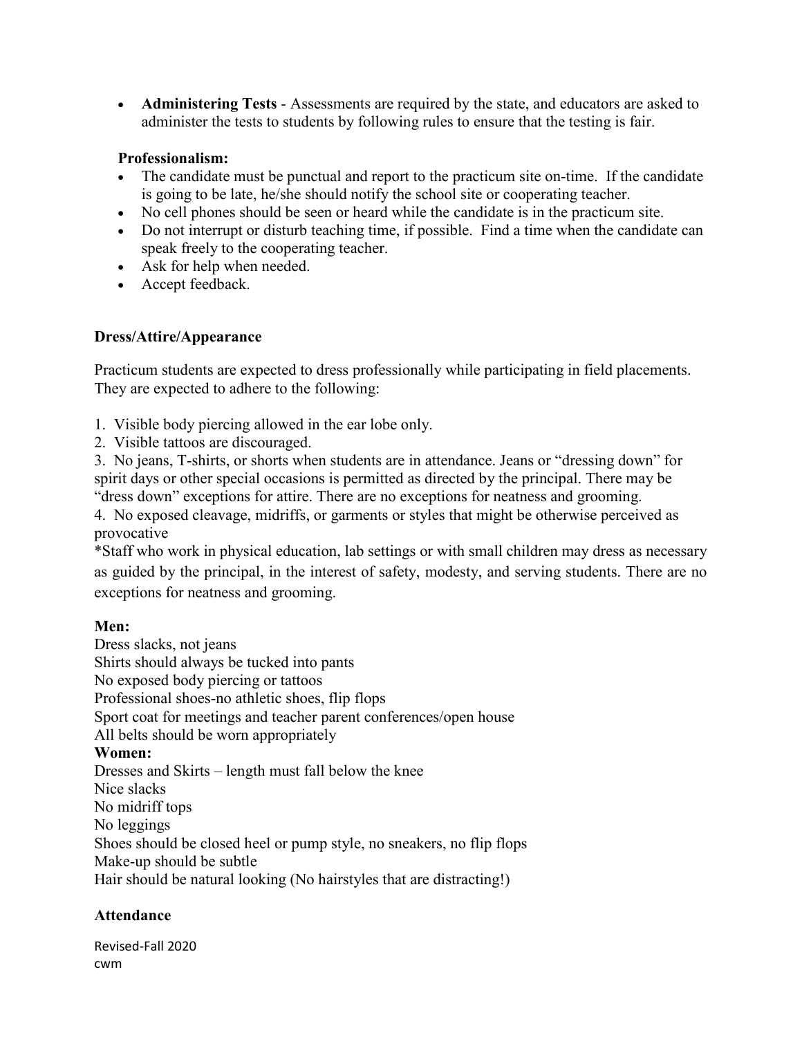- **Administering Tests** - Assessments are required by the state, and educators are asked to administer the tests to students by following rules to ensure that the testing is fair.

**Professionalism:**

- The candidate must be punctual and report to the practicum site on-time. If the candidate is going to be late, he/she should notify the school site or cooperating teacher.
- No cell phones should be seen or heard while the candidate is in the practicum site.
- Do not interrupt or disturb teaching time, if possible. Find a time when the candidate can speak freely to the cooperating teacher.
- Ask for help when needed.
- Accept feedback.

### Dress/Attire/Appearance

Practicum students are expected to dress professionally while participating in field placements. They are expected to adhere to the following:

1. Visible body piercing allowed in the ear lobe only.
2. Visible tattoos are discouraged.
3. No jeans, T-shirts, or shorts when students are in attendance. Jeans or "dressing down" for spirit days or other special occasions is permitted as directed by the principal. There may be "dress down" exceptions for attire. There are no exceptions for neatness and grooming.
4. No exposed cleavage, midriffs, or garments or styles that might be otherwise perceived as provocative

*Staff who work in physical education, lab settings or with small children may dress as necessary as guided by the principal, in the interest of safety, modesty, and serving students. There are no exceptions for neatness and grooming.

**Men:**

Dress slacks, not jeans
Shirts should always be tucked into pants
No exposed body piercing or tattoos
Professional shoes-no athletic shoes, flip flops
Sport coat for meetings and teacher parent conferences/open house
All belts should be worn appropriately

**Women:**

Dresses and Skirts – length must fall below the knee
Nice slacks
No midriff tops
No leggings
Shoes should be closed heel or pump style, no sneakers, no flip flops
Make-up should be subtle
Hair should be natural looking (No hairstyles that are distracting!)

### Attendance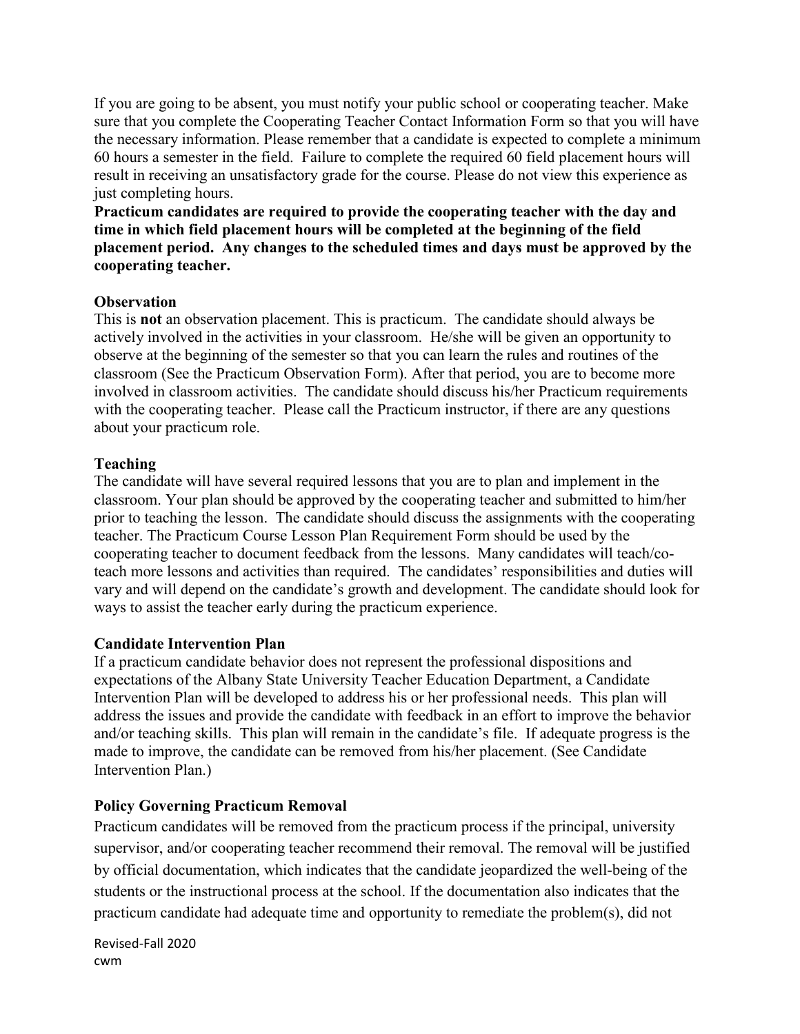If you are going to be absent, you must notify your public school or cooperating teacher. Make sure that you complete the Cooperating Teacher Contact Information Form so that you will have the necessary information. Please remember that a candidate is expected to complete a minimum 60 hours a semester in the field. Failure to complete the required 60 field placement hours will result in receiving an unsatisfactory grade for the course. Please do not view this experience as just completing hours.

**Practicum candidates are required to provide the cooperating teacher with the day and time in which field placement hours will be completed at the beginning of the field placement period. Any changes to the scheduled times and days must be approved by the cooperating teacher.**

### Observation

This is **not** an observation placement. This is practicum. The candidate should always be actively involved in the activities in your classroom. He/she will be given an opportunity to observe at the beginning of the semester so that you can learn the rules and routines of the classroom (See the Practicum Observation Form). After that period, you are to become more involved in classroom activities. The candidate should discuss his/her Practicum requirements with the cooperating teacher. Please call the Practicum instructor, if there are any questions about your practicum role.

### Teaching

The candidate will have several required lessons that you are to plan and implement in the classroom. Your plan should be approved by the cooperating teacher and submitted to him/her prior to teaching the lesson. The candidate should discuss the assignments with the cooperating teacher. The Practicum Course Lesson Plan Requirement Form should be used by the cooperating teacher to document feedback from the lessons. Many candidates will teach/co-teach more lessons and activities than required. The candidates' responsibilities and duties will vary and will depend on the candidate's growth and development. The candidate should look for ways to assist the teacher early during the practicum experience.

### Candidate Intervention Plan

If a practicum candidate behavior does not represent the professional dispositions and expectations of the Albany State University Teacher Education Department, a Candidate Intervention Plan will be developed to address his or her professional needs. This plan will address the issues and provide the candidate with feedback in an effort to improve the behavior and/or teaching skills. This plan will remain in the candidate's file. If adequate progress is the made to improve, the candidate can be removed from his/her placement. (See Candidate Intervention Plan.)

### Policy Governing Practicum Removal

Practicum candidates will be removed from the practicum process if the principal, university supervisor, and/or cooperating teacher recommend their removal. The removal will be justified by official documentation, which indicates that the candidate jeopardized the well-being of the students or the instructional process at the school. If the documentation also indicates that the practicum candidate had adequate time and opportunity to remediate the problem(s), did not

Revised-Fall 2020
cwm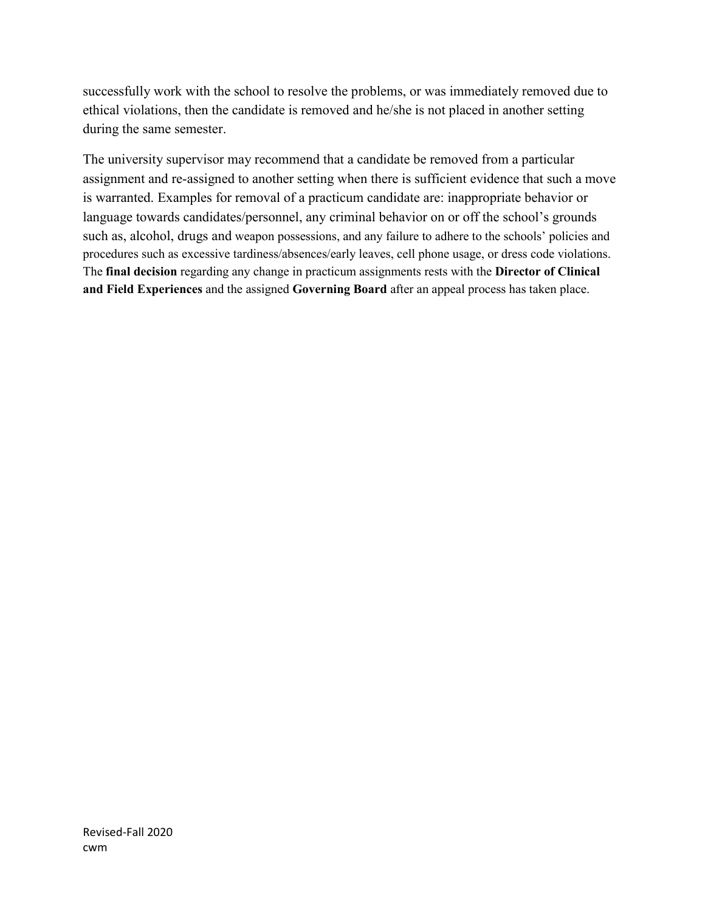successfully work with the school to resolve the problems, or was immediately removed due to ethical violations, then the candidate is removed and he/she is not placed in another setting during the same semester.

The university supervisor may recommend that a candidate be removed from a particular assignment and re-assigned to another setting when there is sufficient evidence that such a move is warranted. Examples for removal of a practicum candidate are: inappropriate behavior or language towards candidates/personnel, any criminal behavior on or off the school's grounds such as, alcohol, drugs and weapon possessions, and any failure to adhere to the schools' policies and procedures such as excessive tardiness/absences/early leaves, cell phone usage, or dress code violations. The **final decision** regarding any change in practicum assignments rests with the **Director of Clinical and Field Experiences** and the assigned **Governing Board** after an appeal process has taken place.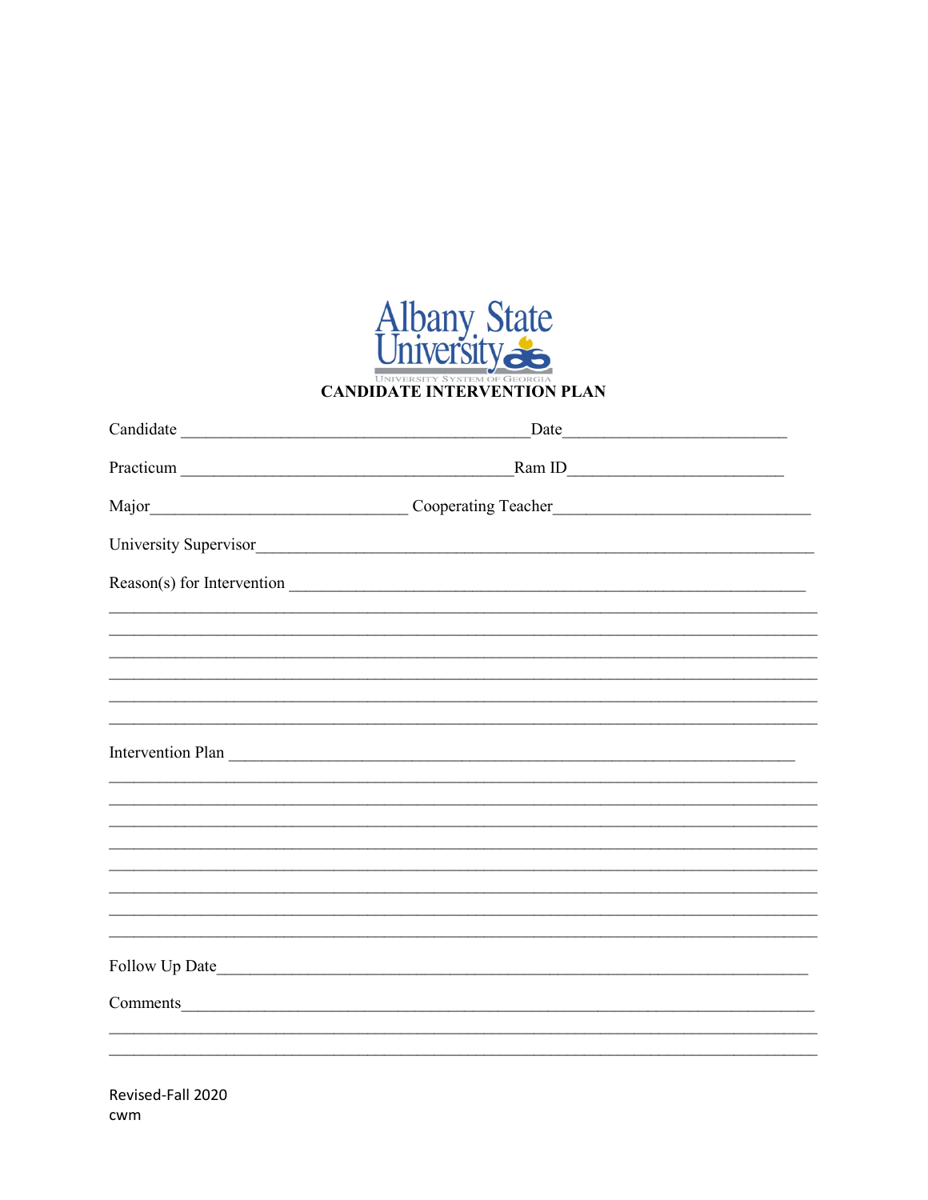Albany State University

UNIVERSITY SYSTEM OF GEORGIA

# CANDIDATE INTERVENTION PLAN

Candidate ________________________________________ Date__________________________

Practicum _______________________________________ Ram ID_________________________

Major_____________________________ Cooperating Teacher______________________________

University Supervisor_________________________________________________________________

Reason(s) for Intervention ___________________________________________________________

_______________________________________________________________________________

_______________________________________________________________________________

_______________________________________________________________________________

_______________________________________________________________________________

_______________________________________________________________________________

_______________________________________________________________________________

Intervention Plan ____________________________________________________________________

_______________________________________________________________________________

_______________________________________________________________________________

_______________________________________________________________________________

_______________________________________________________________________________

_______________________________________________________________________________

_______________________________________________________________________________

_______________________________________________________________________________

_______________________________________________________________________________

Follow Up Date______________________________________________________________________

Comments__________________________________________________________________________

_______________________________________________________________________________

_______________________________________________________________________________

Revised-Fall 2020
cwm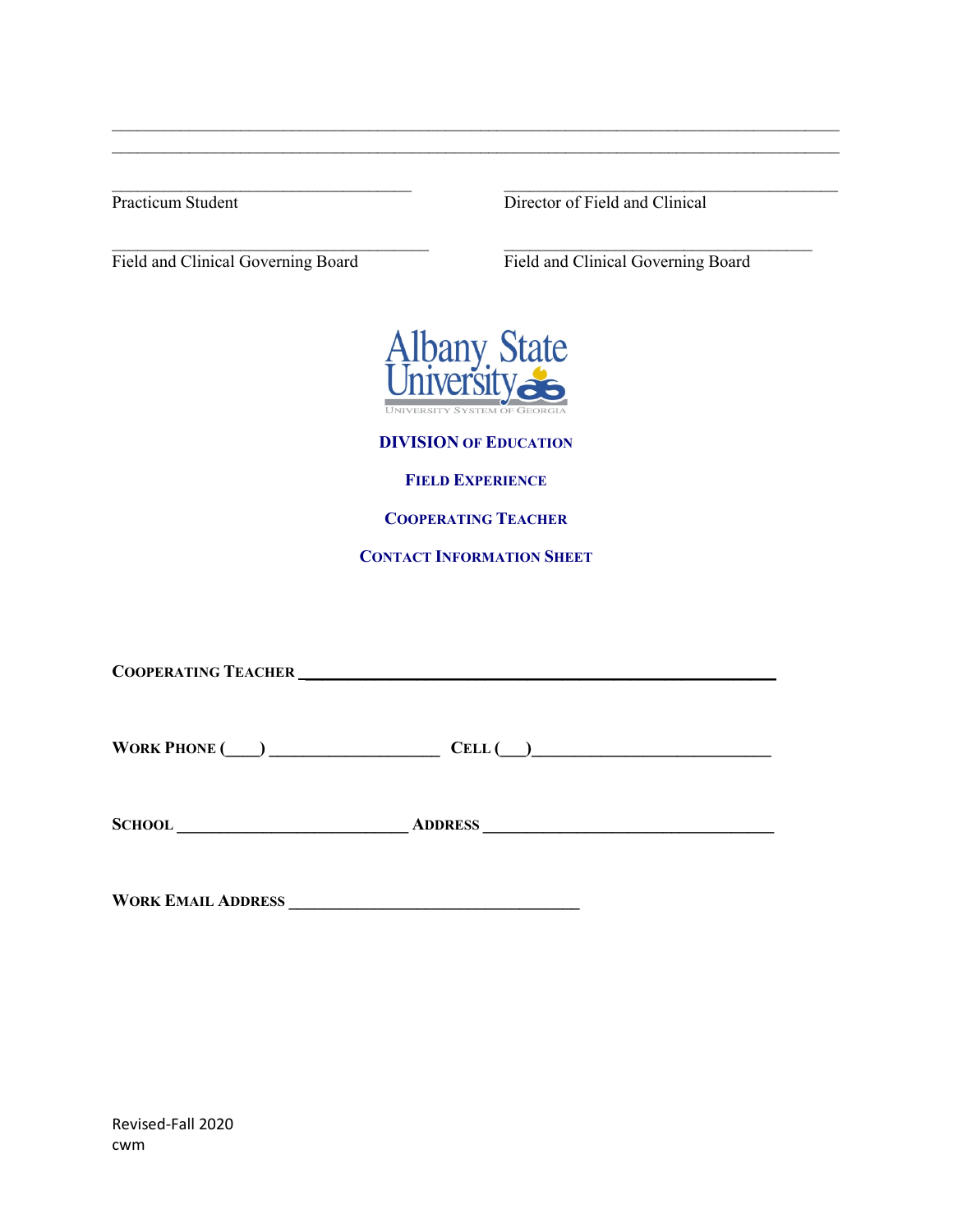______________________________________________________________________________
______________________________________________________________________________

_________________________________
Practicum Student

_____________________________________
Director of Field and Clinical

___________________________________
Field and Clinical Governing Board

__________________________________
Field and Clinical Governing Board

Albany State University
UNIVERSITY SYSTEM OF GEORGIA

**DIVISION OF EDUCATION**

**FIELD EXPERIENCE**

**COOPERATING TEACHER**

**CONTACT INFORMATION SHEET**

**COOPERATING TEACHER** _____________________________________________________

**WORK PHONE (____)** ____________________ **CELL (___)**____________________________

**SCHOOL** ___________________________ **ADDRESS** __________________________________

**WORK EMAIL ADDRESS** __________________________________

Revised-Fall 2020
cwm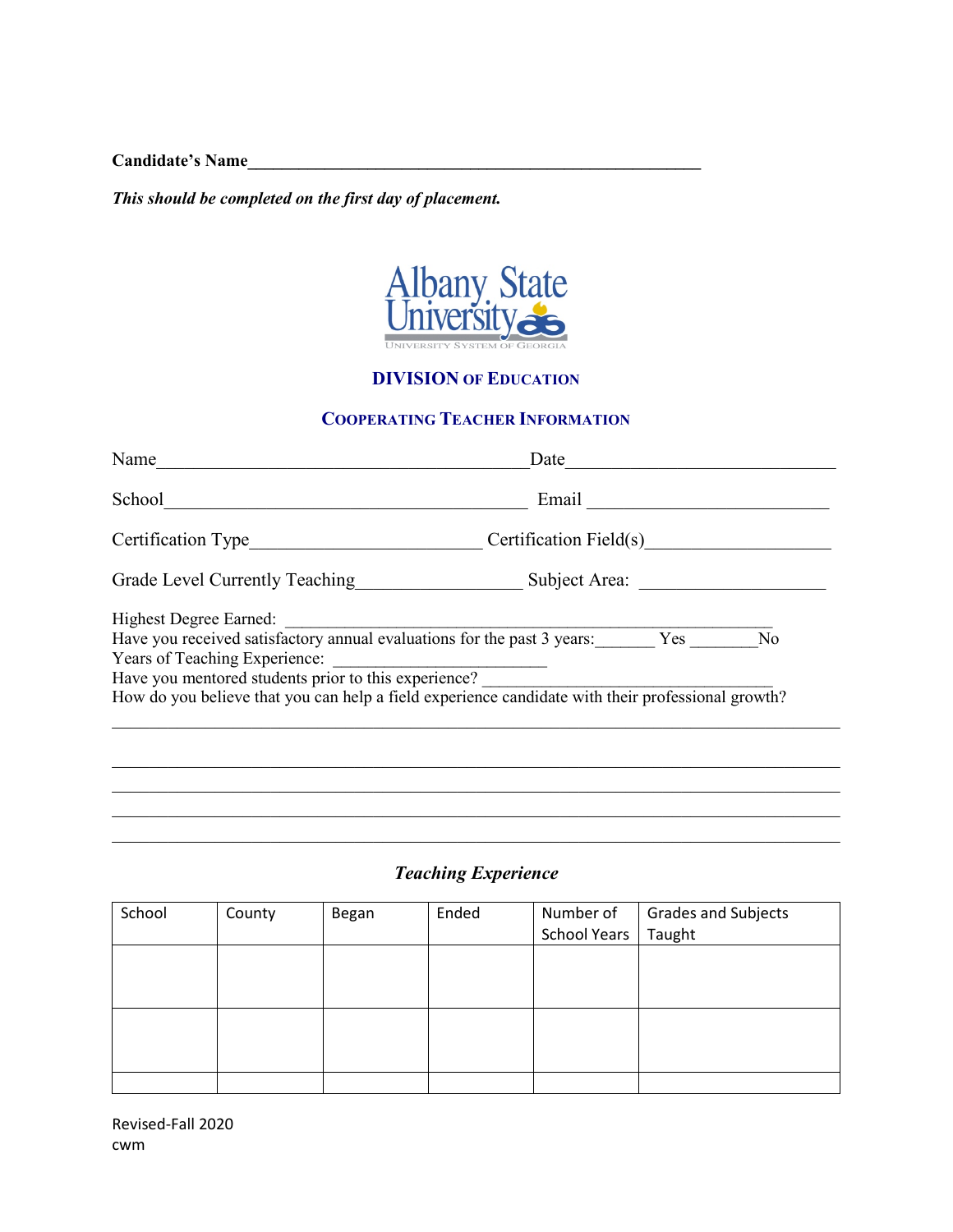**Candidate's Name**\_\_\_\_\_\_\_\_\_\_\_\_\_\_\_\_\_\_\_\_\_\_\_\_\_\_\_\_\_\_\_\_\_\_\_\_\_\_\_\_\_\_\_\_\_\_\_\_\_\_\_\_

***This should be completed on the first day of placement.***

Albany State University

UNIVERSITY SYSTEM OF GEORGIA

## DIVISION OF EDUCATION

## COOPERATING TEACHER INFORMATION

Name\_\_\_\_\_\_\_\_\_\_\_\_\_\_\_\_\_\_\_\_\_\_\_\_\_\_\_\_\_\_\_\_\_\_\_\_\_\_\_\_\_\_\_\_Date\_\_\_\_\_\_\_\_\_\_\_\_\_\_\_\_\_\_\_\_\_\_\_\_\_\_\_\_\_\_\_\_

School\_\_\_\_\_\_\_\_\_\_\_\_\_\_\_\_\_\_\_\_\_\_\_\_\_\_\_\_\_\_\_\_\_\_\_\_\_\_\_\_\_\_\_\_ Email \_\_\_\_\_\_\_\_\_\_\_\_\_\_\_\_\_\_\_\_\_\_\_\_\_\_\_\_\_\_

Certification Type\_\_\_\_\_\_\_\_\_\_\_\_\_\_\_\_\_\_\_\_\_\_\_\_\_\_\_ Certification Field(s)\_\_\_\_\_\_\_\_\_\_\_\_\_\_\_\_\_\_\_\_\_

Grade Level Currently Teaching\_\_\_\_\_\_\_\_\_\_\_\_\_\_\_\_\_\_\_ Subject Area: \_\_\_\_\_\_\_\_\_\_\_\_\_\_\_\_\_\_\_\_\_

Highest Degree Earned: \_\_\_\_\_\_\_\_\_\_\_\_\_\_\_\_\_\_\_\_\_\_\_\_\_\_\_\_\_\_\_\_\_\_\_\_\_\_\_\_\_\_\_\_\_\_\_\_\_\_\_\_\_\_\_\_\_\_\_\_\_
Have you received satisfactory annual evaluations for the past 3 years:\_\_\_\_\_\_\_ Yes \_\_\_\_\_\_\_\_No
Years of Teaching Experience: \_\_\_\_\_\_\_\_\_\_\_\_\_\_\_\_\_\_\_\_\_\_\_\_\_\_
Have you mentored students prior to this experience? \_\_\_\_\_\_\_\_\_\_\_\_\_\_\_\_\_\_\_\_\_\_\_\_\_\_\_\_\_\_\_\_\_\_\_\_\_
How do you believe that you can help a field experience candidate with their professional growth?

\_\_\_\_\_\_\_\_\_\_\_\_\_\_\_\_\_\_\_\_\_\_\_\_\_\_\_\_\_\_\_\_\_\_\_\_\_\_\_\_\_\_\_\_\_\_\_\_\_\_\_\_\_\_\_\_\_\_\_\_\_\_\_\_\_\_\_\_\_\_\_\_\_\_\_\_\_\_\_\_\_\_\_\_\_\_\_\_

\_\_\_\_\_\_\_\_\_\_\_\_\_\_\_\_\_\_\_\_\_\_\_\_\_\_\_\_\_\_\_\_\_\_\_\_\_\_\_\_\_\_\_\_\_\_\_\_\_\_\_\_\_\_\_\_\_\_\_\_\_\_\_\_\_\_\_\_\_\_\_\_\_\_\_\_\_\_\_\_\_\_\_\_\_\_\_\_

\_\_\_\_\_\_\_\_\_\_\_\_\_\_\_\_\_\_\_\_\_\_\_\_\_\_\_\_\_\_\_\_\_\_\_\_\_\_\_\_\_\_\_\_\_\_\_\_\_\_\_\_\_\_\_\_\_\_\_\_\_\_\_\_\_\_\_\_\_\_\_\_\_\_\_\_\_\_\_\_\_\_\_\_\_\_\_\_

\_\_\_\_\_\_\_\_\_\_\_\_\_\_\_\_\_\_\_\_\_\_\_\_\_\_\_\_\_\_\_\_\_\_\_\_\_\_\_\_\_\_\_\_\_\_\_\_\_\_\_\_\_\_\_\_\_\_\_\_\_\_\_\_\_\_\_\_\_\_\_\_\_\_\_\_\_\_\_\_\_\_\_\_\_\_\_\_

\_\_\_\_\_\_\_\_\_\_\_\_\_\_\_\_\_\_\_\_\_\_\_\_\_\_\_\_\_\_\_\_\_\_\_\_\_\_\_\_\_\_\_\_\_\_\_\_\_\_\_\_\_\_\_\_\_\_\_\_\_\_\_\_\_\_\_\_\_\_\_\_\_\_\_\_\_\_\_\_\_\_\_\_\_\_\_\_

### *Teaching Experience*

| School | County | Began | Ended | Number of School Years | Grades and Subjects Taught |
|---|---|---|---|---|---|
| | | | | | |
| | | | | | |
| | | | | | |

Revised-Fall 2020
cwm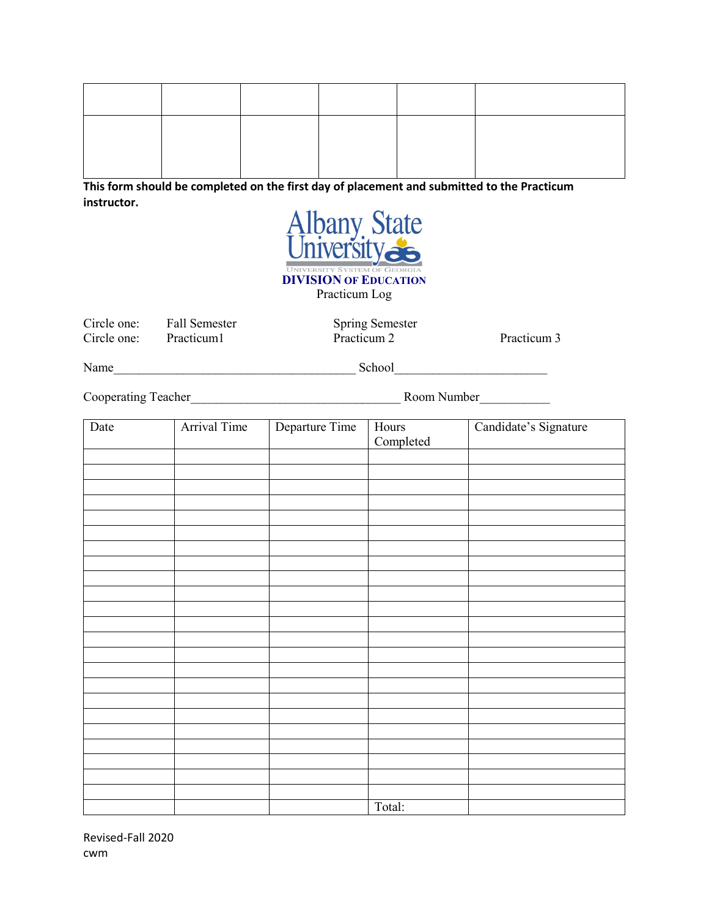| | | | | | |
|---|---|---|---|---|---|
| | | | | | |

**This form should be completed on the first day of placement and submitted to the Practicum instructor.**

Albany State University
UNIVERSITY SYSTEM OF GEORGIA
**DIVISION OF EDUCATION**
Practicum Log

Circle one: Fall Semester Spring Semester
Circle one: Practicum1 Practicum 2 Practicum 3

Name______________________________________ School________________________

Cooperating Teacher________________________________ Room Number___________

| Date | Arrival Time | Departure Time | Hours Completed | Candidate's Signature |
|---|---|---|---|---|
| | | | | |
| | | | | |
| | | | | |
| | | | | |
| | | | | |
| | | | | |
| | | | | |
| | | | | |
| | | | | |
| | | | | |
| | | | | |
| | | | | |
| | | | | |
| | | | | |
| | | | | |
| | | | | |
| | | | | |
| | | | | |
| | | | | |
| | | | | |
| | | | | |
| | | | | |
| | | | | |
| | | | Total: | |

Revised-Fall 2020
cwm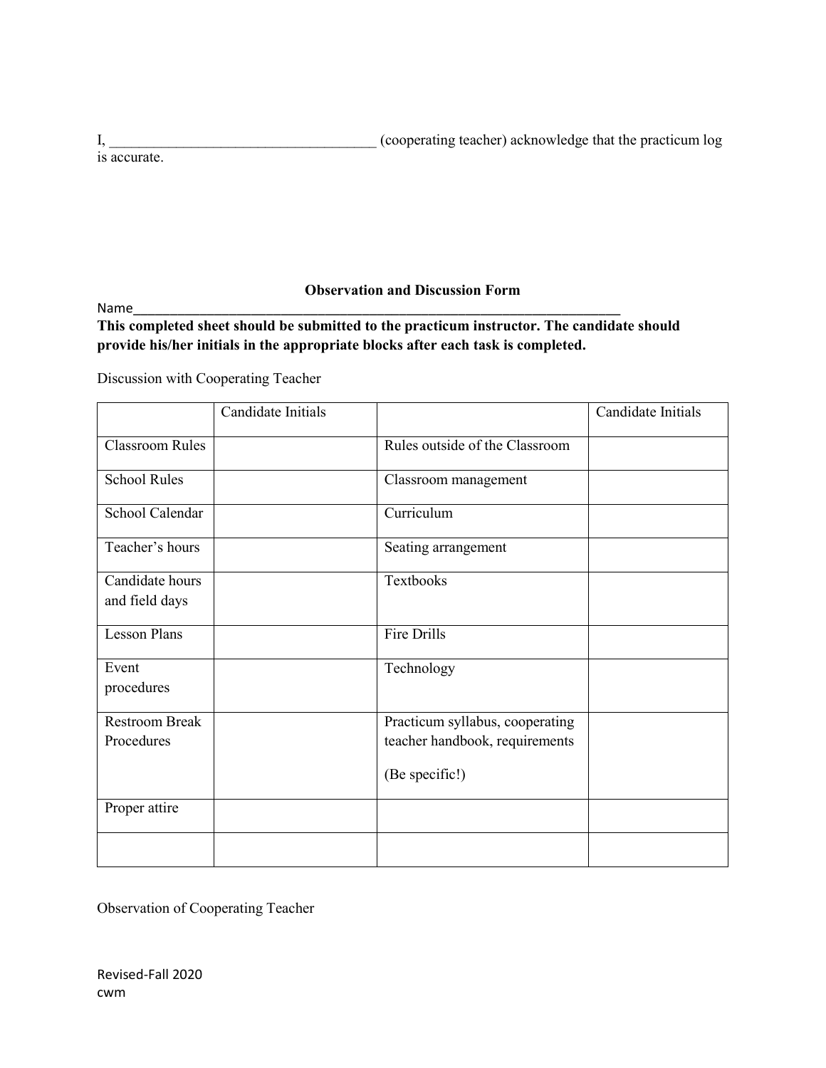I, ___________________________________ (cooperating teacher) acknowledge that the practicum log is accurate.

## Observation and Discussion Form

Name_____________________________________________________________________

**This completed sheet should be submitted to the practicum instructor. The candidate should provide his/her initials in the appropriate blocks after each task is completed.**

Discussion with Cooperating Teacher

| | Candidate Initials | | Candidate Initials |
|---|---|---|---|
| Classroom Rules | | Rules outside of the Classroom | |
| School Rules | | Classroom management | |
| School Calendar | | Curriculum | |
| Teacher's hours | | Seating arrangement | |
| Candidate hours and field days | | Textbooks | |
| Lesson Plans | | Fire Drills | |
| Event procedures | | Technology | |
| Restroom Break Procedures | | Practicum syllabus, cooperating teacher handbook, requirements (Be specific!) | |
| Proper attire | | | |
| | | | |

Observation of Cooperating Teacher

Revised-Fall 2020
cwm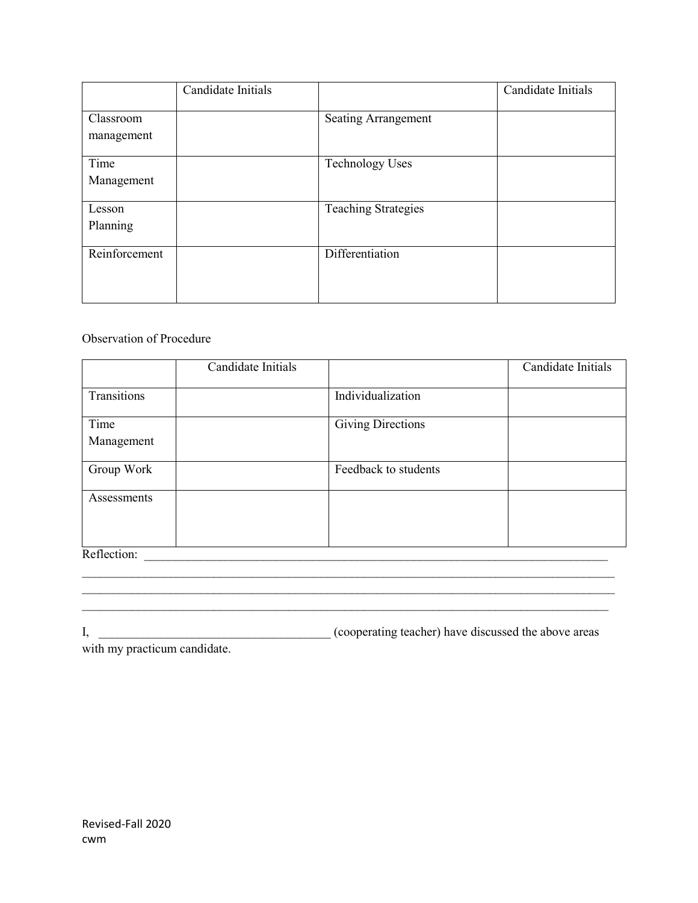| | Candidate Initials | | Candidate Initials |
|---|---|---|---|
| Classroom management | | Seating Arrangement | |
| Time Management | | Technology Uses | |
| Lesson Planning | | Teaching Strategies | |
| Reinforcement | | Differentiation | |

Observation of Procedure

| | Candidate Initials | | Candidate Initials |
|---|---|---|---|
| Transitions | | Individualization | |
| Time Management | | Giving Directions | |
| Group Work | | Feedback to students | |
| Assessments | | | |

Reflection: ___________________________________________________________________________
_______________________________________________________________________________________
_______________________________________________________________________________________
_______________________________________________________________________________________

I, ____________________________________ (cooperating teacher) have discussed the above areas with my practicum candidate.

Revised-Fall 2020
cwm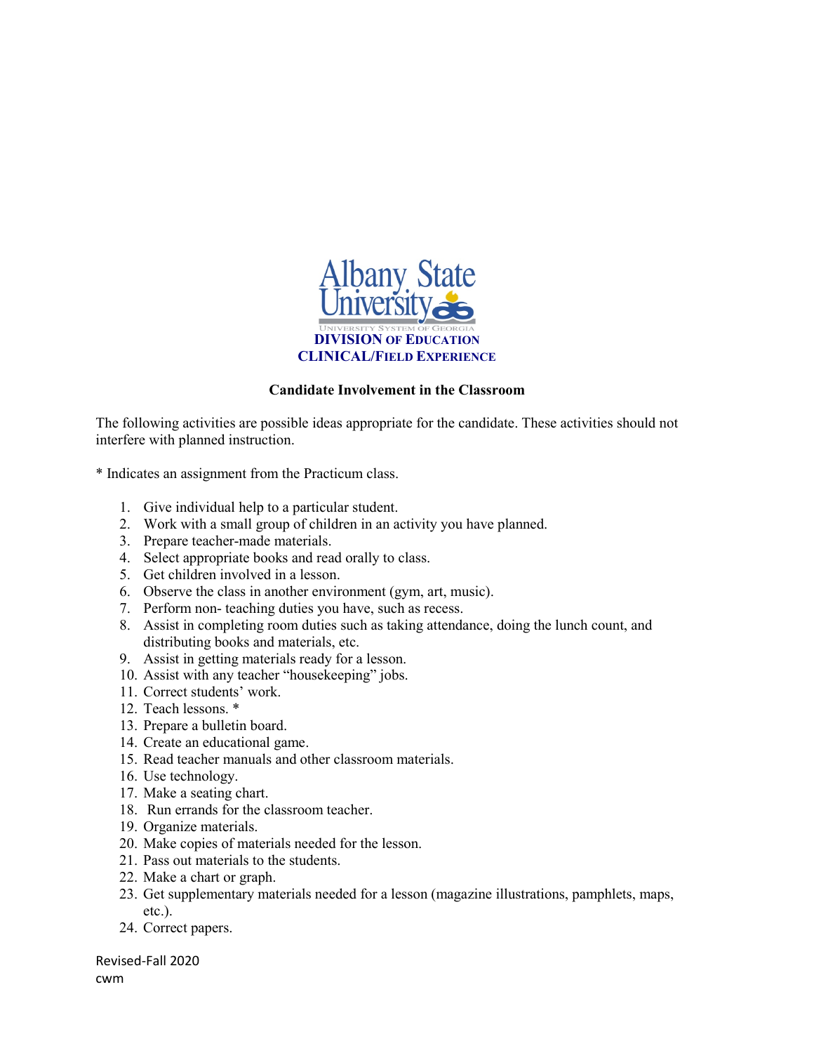Albany State University

UNIVERSITY SYSTEM OF GEORGIA

**DIVISION OF EDUCATION**

**CLINICAL/FIELD EXPERIENCE**

**Candidate Involvement in the Classroom**

The following activities are possible ideas appropriate for the candidate. These activities should not interfere with planned instruction.

* Indicates an assignment from the Practicum class.

1. Give individual help to a particular student.
2. Work with a small group of children in an activity you have planned.
3. Prepare teacher-made materials.
4. Select appropriate books and read orally to class.
5. Get children involved in a lesson.
6. Observe the class in another environment (gym, art, music).
7. Perform non- teaching duties you have, such as recess.
8. Assist in completing room duties such as taking attendance, doing the lunch count, and distributing books and materials, etc.
9. Assist in getting materials ready for a lesson.
10. Assist with any teacher "housekeeping" jobs.
11. Correct students' work.
12. Teach lessons. *
13. Prepare a bulletin board.
14. Create an educational game.
15. Read teacher manuals and other classroom materials.
16. Use technology.
17. Make a seating chart.
18. Run errands for the classroom teacher.
19. Organize materials.
20. Make copies of materials needed for the lesson.
21. Pass out materials to the students.
22. Make a chart or graph.
23. Get supplementary materials needed for a lesson (magazine illustrations, pamphlets, maps, etc.).
24. Correct papers.

Revised-Fall 2020

cwm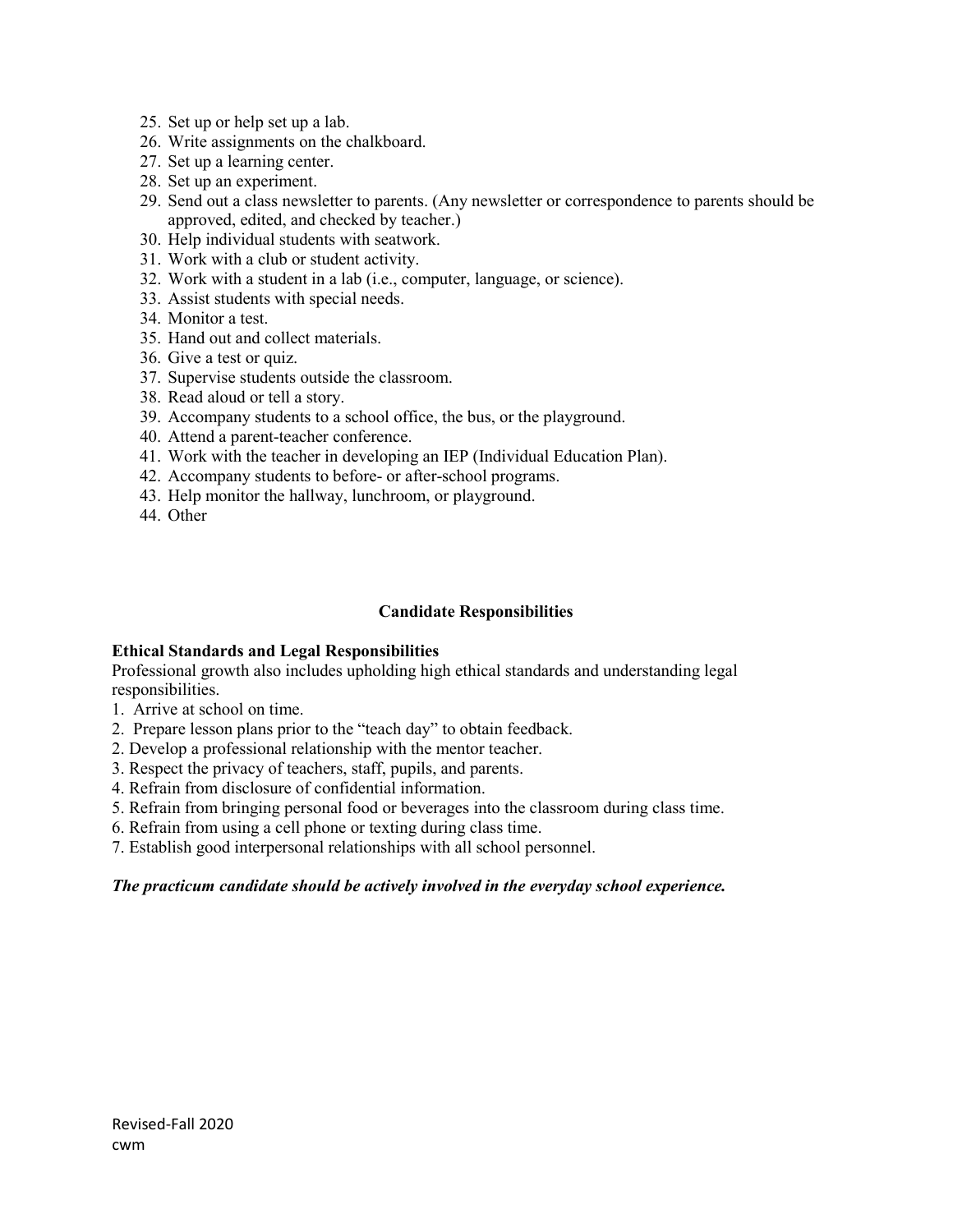25. Set up or help set up a lab.
26. Write assignments on the chalkboard.
27. Set up a learning center.
28. Set up an experiment.
29. Send out a class newsletter to parents. (Any newsletter or correspondence to parents should be approved, edited, and checked by teacher.)
30. Help individual students with seatwork.
31. Work with a club or student activity.
32. Work with a student in a lab (i.e., computer, language, or science).
33. Assist students with special needs.
34. Monitor a test.
35. Hand out and collect materials.
36. Give a test or quiz.
37. Supervise students outside the classroom.
38. Read aloud or tell a story.
39. Accompany students to a school office, the bus, or the playground.
40. Attend a parent-teacher conference.
41. Work with the teacher in developing an IEP (Individual Education Plan).
42. Accompany students to before- or after-school programs.
43. Help monitor the hallway, lunchroom, or playground.
44. Other

## Candidate Responsibilities

**Ethical Standards and Legal Responsibilities**

Professional growth also includes upholding high ethical standards and understanding legal responsibilities.

1. Arrive at school on time.
2. Prepare lesson plans prior to the "teach day" to obtain feedback.
2. Develop a professional relationship with the mentor teacher.
3. Respect the privacy of teachers, staff, pupils, and parents.
4. Refrain from disclosure of confidential information.
5. Refrain from bringing personal food or beverages into the classroom during class time.
6. Refrain from using a cell phone or texting during class time.
7. Establish good interpersonal relationships with all school personnel.

***The practicum candidate should be actively involved in the everyday school experience.***

Revised-Fall 2020
cwm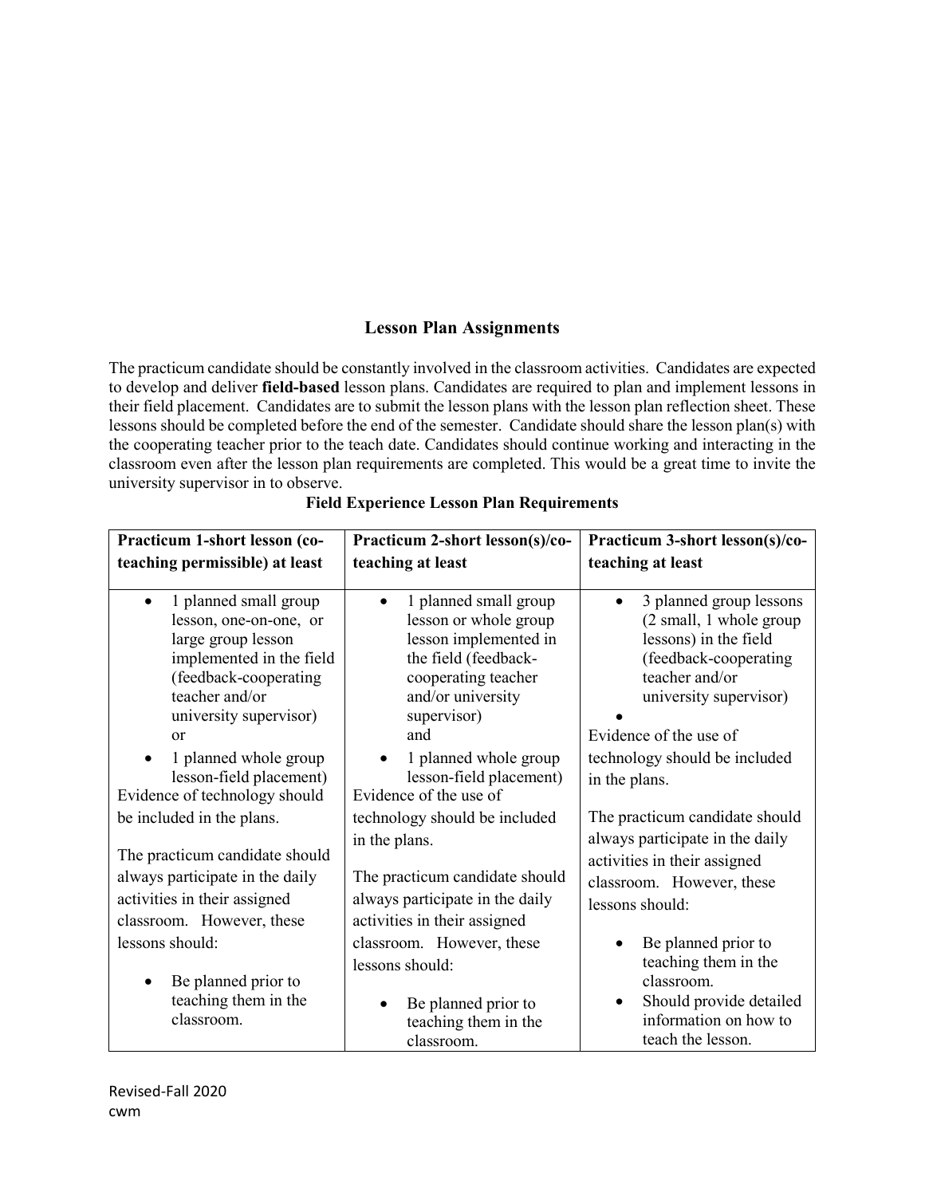## Lesson Plan Assignments

The practicum candidate should be constantly involved in the classroom activities. Candidates are expected to develop and deliver **field-based** lesson plans. Candidates are required to plan and implement lessons in their field placement. Candidates are to submit the lesson plans with the lesson plan reflection sheet. These lessons should be completed before the end of the semester. Candidate should share the lesson plan(s) with the cooperating teacher prior to the teach date. Candidates should continue working and interacting in the classroom even after the lesson plan requirements are completed. This would be a great time to invite the university supervisor in to observe.

**Field Experience Lesson Plan Requirements**

| **Practicum 1-short lesson (co-teaching permissible) at least** | **Practicum 2-short lesson(s)/co-teaching at least** | **Practicum 3-short lesson(s)/co-teaching at least** |
|---|---|---|
| • 1 planned small group lesson, one-on-one, or large group lesson implemented in the field (feedback-cooperating teacher and/or university supervisor) or<br>• 1 planned whole group lesson-field placement)<br>Evidence of technology should be included in the plans.<br><br>The practicum candidate should always participate in the daily activities in their assigned classroom. However, these lessons should:<br>• Be planned prior to teaching them in the classroom. | • 1 planned small group lesson or whole group lesson implemented in the field (feedback-cooperating teacher and/or university supervisor) and<br>• 1 planned whole group lesson-field placement)<br>Evidence of the use of technology should be included in the plans.<br><br>The practicum candidate should always participate in the daily activities in their assigned classroom. However, these lessons should:<br>• Be planned prior to teaching them in the classroom. | • 3 planned group lessons (2 small, 1 whole group lessons) in the field (feedback-cooperating teacher and/or university supervisor)<br>•<br>Evidence of the use of technology should be included in the plans.<br><br>The practicum candidate should always participate in the daily activities in their assigned classroom. However, these lessons should:<br>• Be planned prior to teaching them in the classroom.<br>• Should provide detailed information on how to teach the lesson. |

Revised-Fall 2020
cwm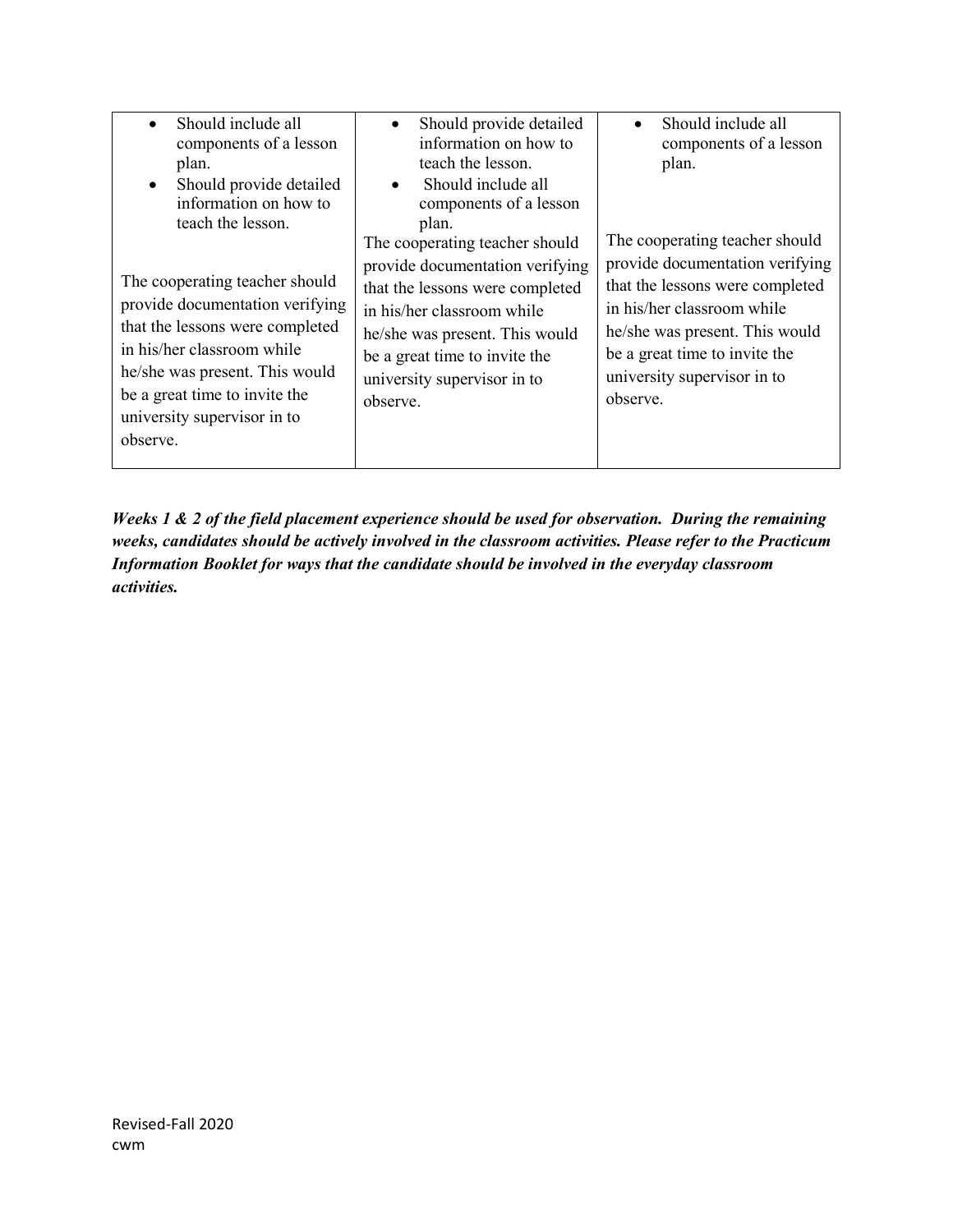| | | |
|---|---|---|
| • Should include all components of a lesson plan.<br>• Should provide detailed information on how to teach the lesson.<br><br>The cooperating teacher should provide documentation verifying that the lessons were completed in his/her classroom while he/she was present. This would be a great time to invite the university supervisor in to observe. | • Should provide detailed information on how to teach the lesson.<br>• Should include all components of a lesson plan.<br>The cooperating teacher should provide documentation verifying that the lessons were completed in his/her classroom while he/she was present. This would be a great time to invite the university supervisor in to observe. | • Should include all components of a lesson plan.<br><br>The cooperating teacher should provide documentation verifying that the lessons were completed in his/her classroom while he/she was present. This would be a great time to invite the university supervisor in to observe. |

***Weeks 1 & 2 of the field placement experience should be used for observation. During the remaining weeks, candidates should be actively involved in the classroom activities. Please refer to the Practicum Information Booklet for ways that the candidate should be involved in the everyday classroom activities.***

Revised-Fall 2020
cwm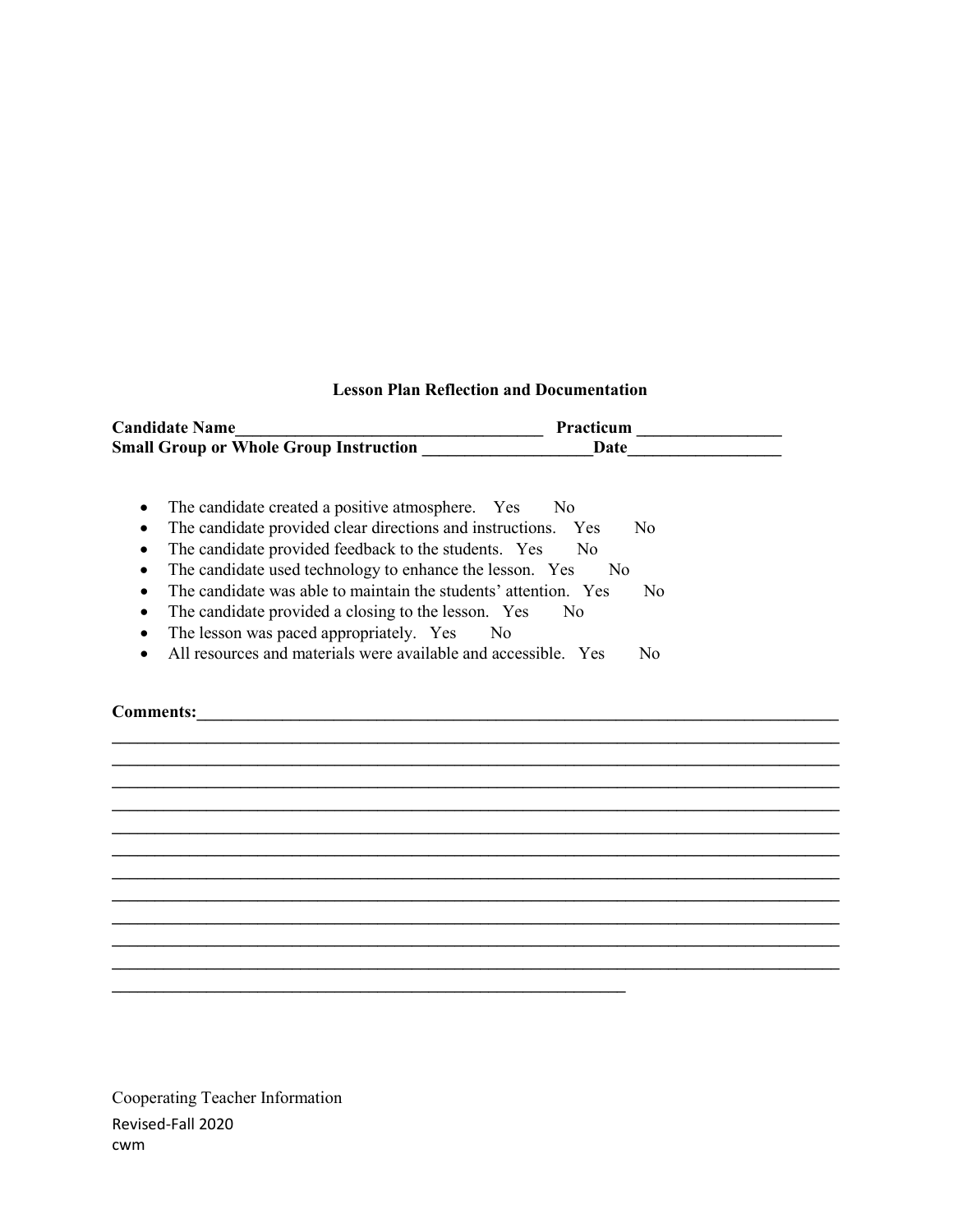### Lesson Plan Reflection and Documentation

**Candidate Name**____________________________________ **Practicum** _________________
**Small Group or Whole Group Instruction** ____________________**Date**__________________

- The candidate created a positive atmosphere. Yes No
- The candidate provided clear directions and instructions. Yes No
- The candidate provided feedback to the students. Yes No
- The candidate used technology to enhance the lesson. Yes No
- The candidate was able to maintain the students' attention. Yes No
- The candidate provided a closing to the lesson. Yes No
- The lesson was paced appropriately. Yes No
- All resources and materials were available and accessible. Yes No

**Comments:**_____________________________________________________________________________
__________________________________________________________________________________________
__________________________________________________________________________________________
__________________________________________________________________________________________
__________________________________________________________________________________________
__________________________________________________________________________________________
__________________________________________________________________________________________
__________________________________________________________________________________________
__________________________________________________________________________________________
__________________________________________________________________________________________
__________________________________________________________________________________________
__________________________________________________________________________________________
______________________________________________________________

Cooperating Teacher Information

Revised-Fall 2020
cwm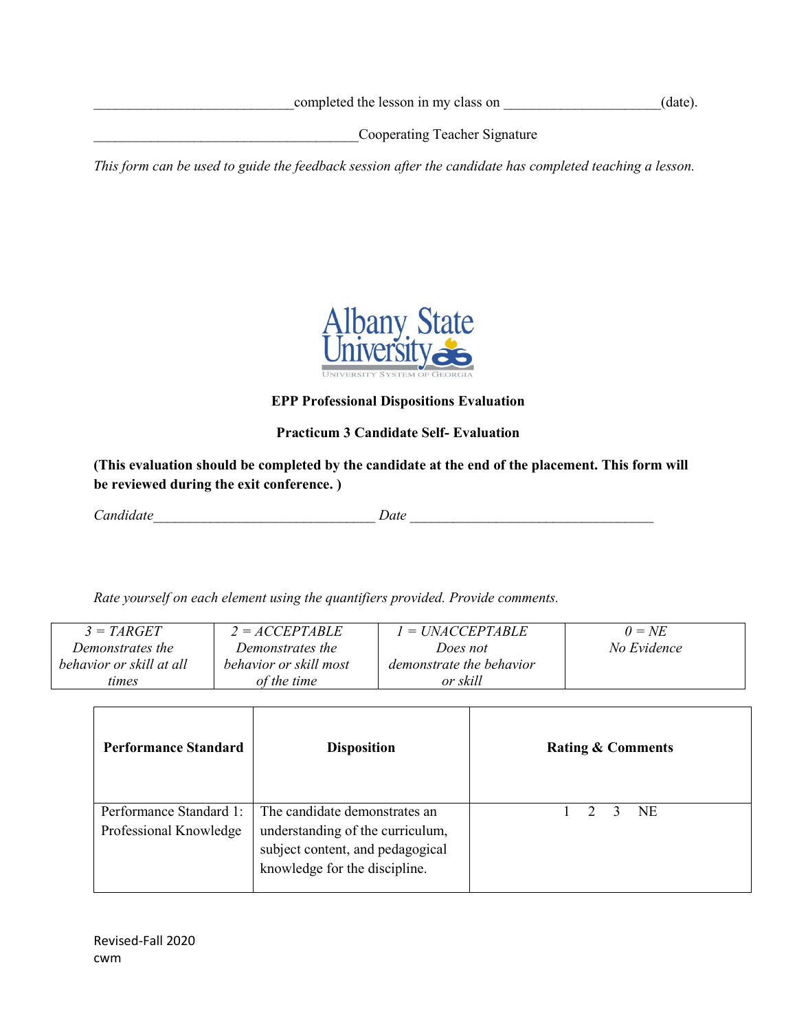___________________________completed the lesson in my class on _____________________(date).

____________________________________Cooperating Teacher Signature

*This form can be used to guide the feedback session after the candidate has completed teaching a lesson.*

Albany State University

UNIVERSITY SYSTEM OF GEORGIA

**EPP Professional Dispositions Evaluation**

**Practicum 3 Candidate Self- Evaluation**

**(This evaluation should be completed by the candidate at the end of the placement. This form will be reviewed during the exit conference. )**

*Candidate*______________________________ *Date* _________________________________

*Rate yourself on each element using the quantifiers provided. Provide comments.*

| *3 = TARGET* *Demonstrates the behavior or skill at all times* | *2 = ACCEPTABLE* *Demonstrates the behavior or skill most of the time* | *1 = UNACCEPTABLE* *Does not demonstrate the behavior or skill* | *0 = NE* *No Evidence* |
|---|---|---|---|

| **Performance Standard** | **Disposition** | **Rating & Comments** |
|---|---|---|
| Performance Standard 1: Professional Knowledge | The candidate demonstrates an understanding of the curriculum, subject content, and pedagogical knowledge for the discipline. | 1 2 3 NE |

Revised-Fall 2020
cwm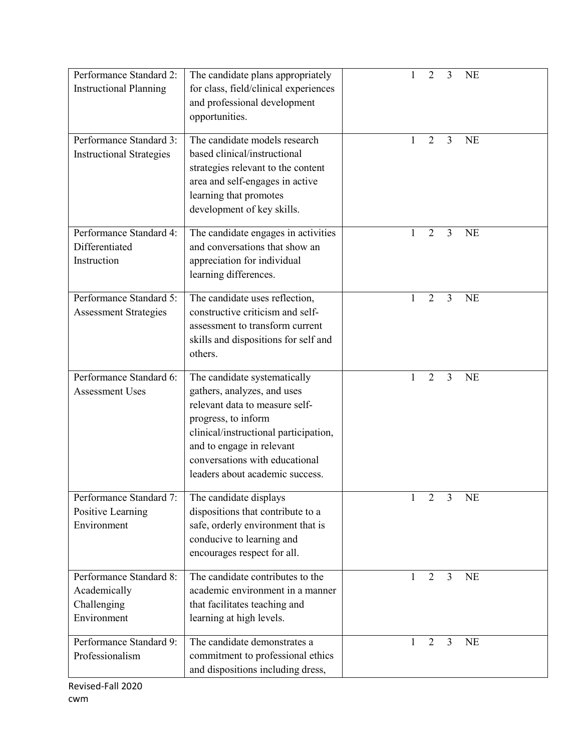| Performance Standard 2: Instructional Planning | The candidate plans appropriately for class, field/clinical experiences and professional development opportunities. | 1 2 3 NE |
|---|---|---|
| Performance Standard 3: Instructional Strategies | The candidate models research based clinical/instructional strategies relevant to the content area and self-engages in active learning that promotes development of key skills. | 1 2 3 NE |
| Performance Standard 4: Differentiated Instruction | The candidate engages in activities and conversations that show an appreciation for individual learning differences. | 1 2 3 NE |
| Performance Standard 5: Assessment Strategies | The candidate uses reflection, constructive criticism and self-assessment to transform current skills and dispositions for self and others. | 1 2 3 NE |
| Performance Standard 6: Assessment Uses | The candidate systematically gathers, analyzes, and uses relevant data to measure self-progress, to inform clinical/instructional participation, and to engage in relevant conversations with educational leaders about academic success. | 1 2 3 NE |
| Performance Standard 7: Positive Learning Environment | The candidate displays dispositions that contribute to a safe, orderly environment that is conducive to learning and encourages respect for all. | 1 2 3 NE |
| Performance Standard 8: Academically Challenging Environment | The candidate contributes to the academic environment in a manner that facilitates teaching and learning at high levels. | 1 2 3 NE |
| Performance Standard 9: Professionalism | The candidate demonstrates a commitment to professional ethics and dispositions including dress, | 1 2 3 NE |

Revised-Fall 2020
cwm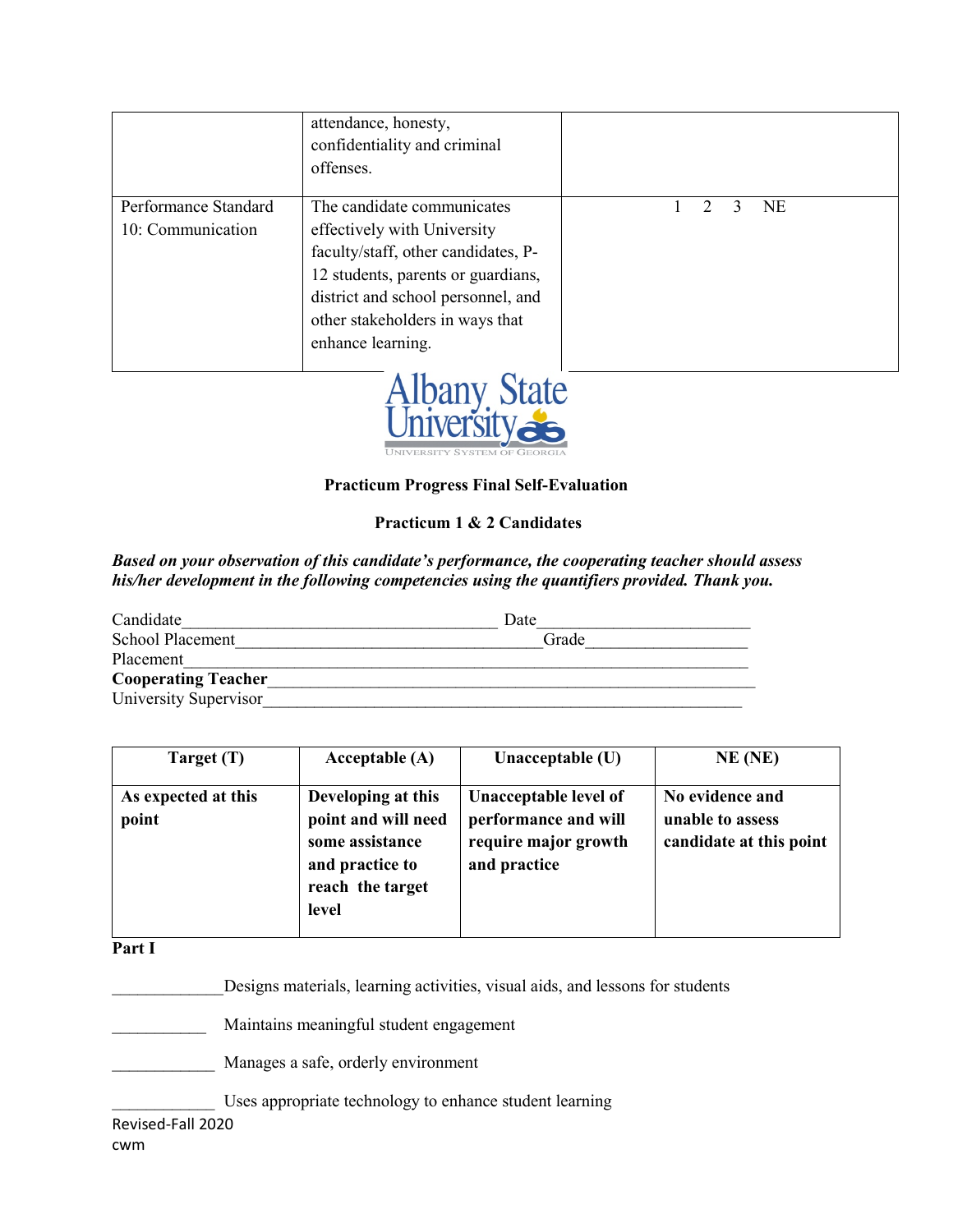| | | |
|---|---|---|
| | attendance, honesty, confidentiality and criminal offenses. | |
| Performance Standard 10: Communication | The candidate communicates effectively with University faculty/staff, other candidates, P-12 students, parents or guardians, district and school personnel, and other stakeholders in ways that enhance learning. | 1 2 3 NE |

Albany State University
UNIVERSITY SYSTEM OF GEORGIA

**Practicum Progress Final Self-Evaluation**

**Practicum 1 & 2 Candidates**

***Based on your observation of this candidate's performance, the cooperating teacher should assess his/her development in the following competencies using the quantifiers provided. Thank you.***

Candidate_____________________________________ Date_________________________
School Placement____________________________________Grade___________________
Placement___________________________________________________________________
**Cooperating Teacher**_____________________________________________________________
University Supervisor____________________________________________________________

| Target (T) | Acceptable (A) | Unacceptable (U) | NE (NE) |
|---|---|---|---|
| **As expected at this point** | **Developing at this point and will need some assistance and practice to reach the target level** | **Unacceptable level of performance and will require major growth and practice** | **No evidence and unable to assess candidate at this point** |

**Part I**

_____________Designs materials, learning activities, visual aids, and lessons for students

___________ Maintains meaningful student engagement

____________ Manages a safe, orderly environment

____________ Uses appropriate technology to enhance student learning

Revised-Fall 2020
cwm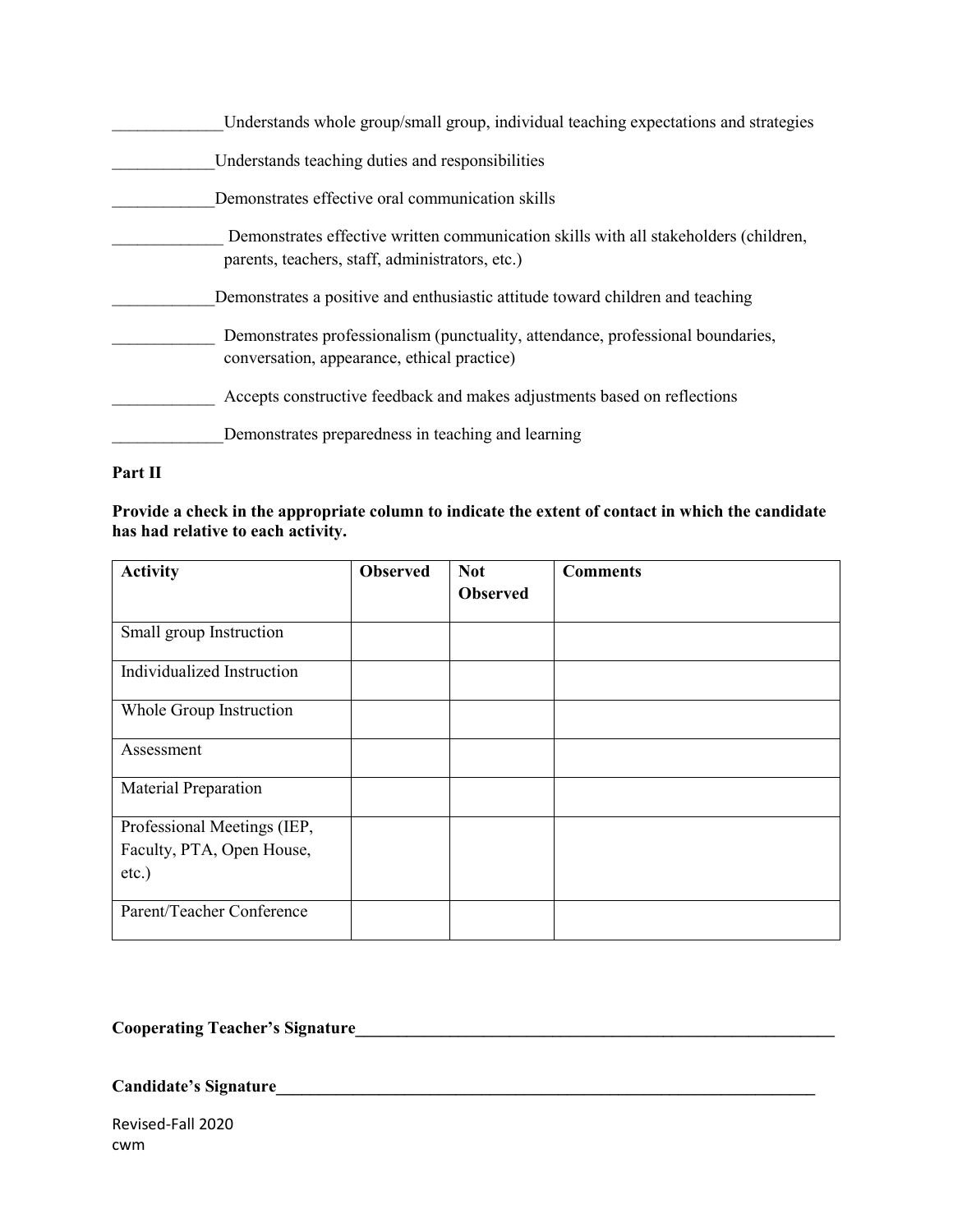_____________Understands whole group/small group, individual teaching expectations and strategies

____________Understands teaching duties and responsibilities

____________Demonstrates effective oral communication skills

_____________ Demonstrates effective written communication skills with all stakeholders (children, parents, teachers, staff, administrators, etc.)

____________Demonstrates a positive and enthusiastic attitude toward children and teaching

____________ Demonstrates professionalism (punctuality, attendance, professional boundaries, conversation, appearance, ethical practice)

____________ Accepts constructive feedback and makes adjustments based on reflections

_____________Demonstrates preparedness in teaching and learning

**Part II**

**Provide a check in the appropriate column to indicate the extent of contact in which the candidate has had relative to each activity.**

| **Activity** | **Observed** | **Not Observed** | **Comments** |
|---|---|---|---|
| Small group Instruction | | | |
| Individualized Instruction | | | |
| Whole Group Instruction | | | |
| Assessment | | | |
| Material Preparation | | | |
| Professional Meetings (IEP, Faculty, PTA, Open House, etc.) | | | |
| Parent/Teacher Conference | | | |

**Cooperating Teacher's Signature**_____________________________________________________________

**Candidate's Signature**_____________________________________________________________________

Revised-Fall 2020
cwm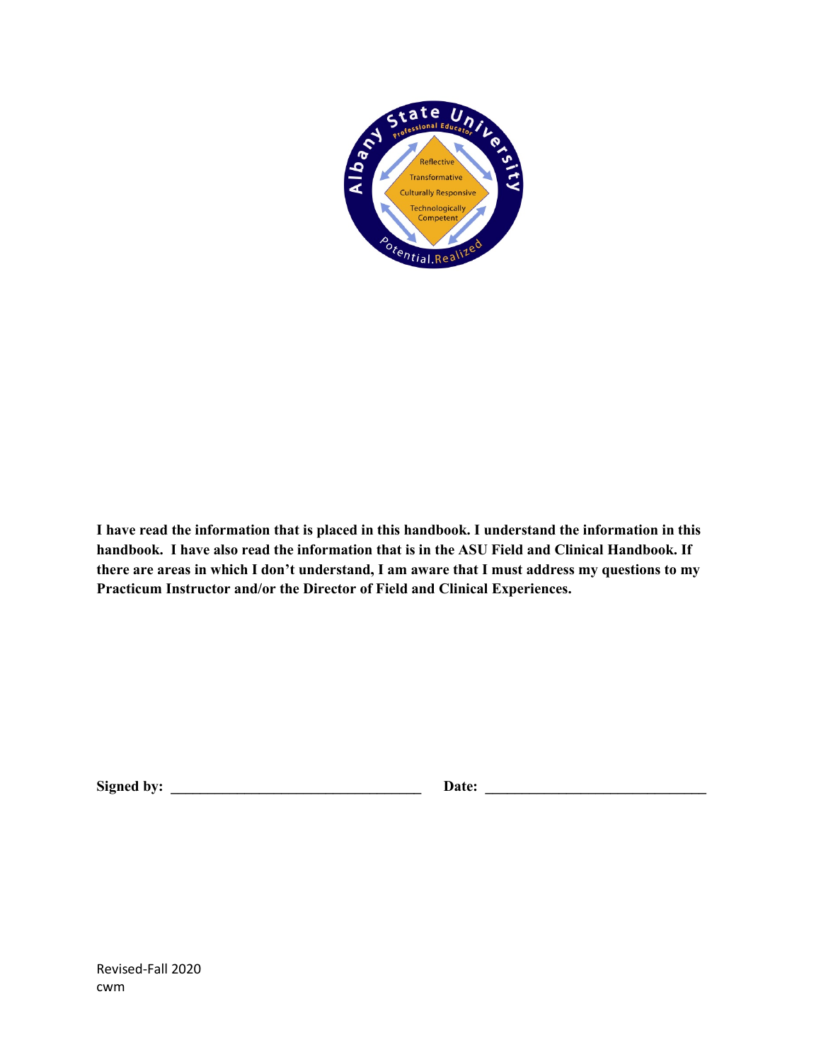**I have read the information that is placed in this handbook. I understand the information in this handbook. I have also read the information that is in the ASU Field and Clinical Handbook. If there are areas in which I don't understand, I am aware that I must address my questions to my Practicum Instructor and/or the Director of Field and Clinical Experiences.**

**Signed by:** ___________________________________ **Date:** ______________________________

Revised-Fall 2020
cwm